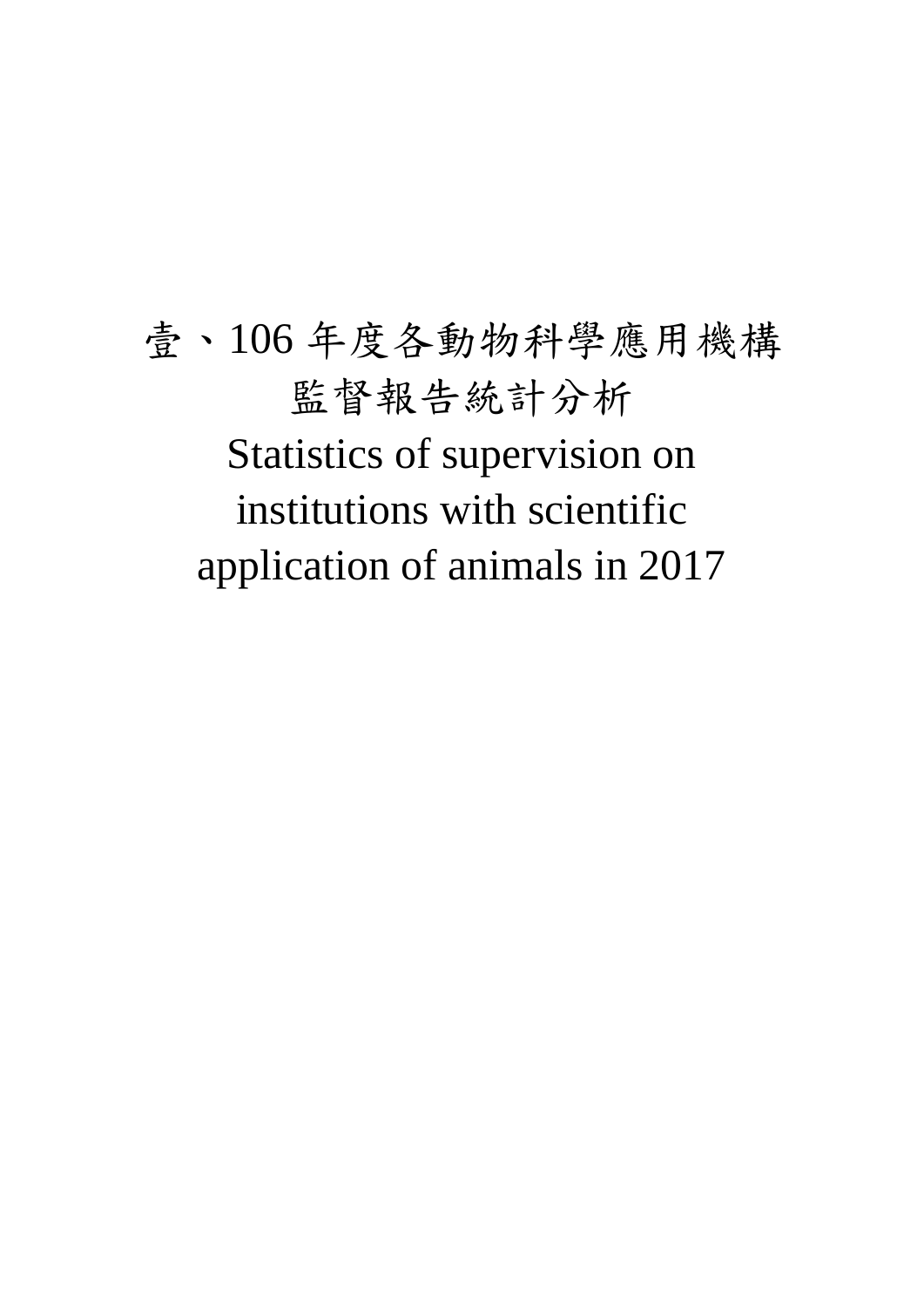# 壹、106 年度各動物科學應用機構監督報告統計分析

# Statistics of supervision on institutions with scientific application of animals in 2017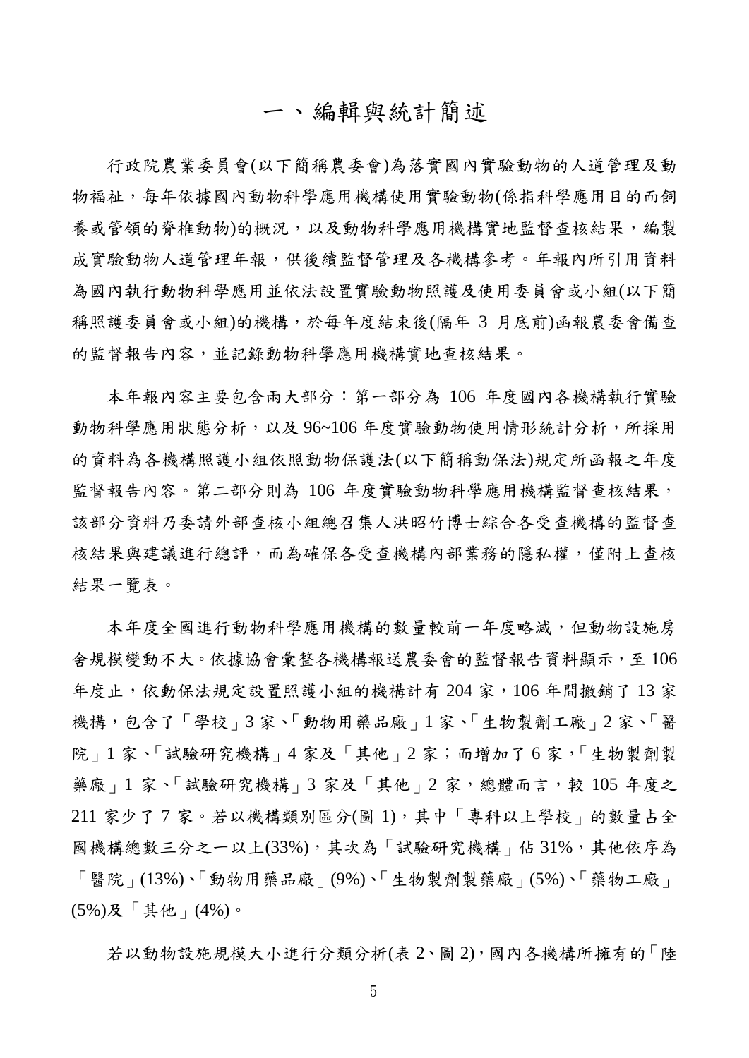# 一、編輯與統計簡述

行政院農業委員會(以下簡稱農委會)為落實國內實驗動物的人道管理及動物福祉，每年依據國內動物科學應用機構使用實驗動物(係指科學應用目的而飼養或管領的脊椎動物)的概況，以及動物科學應用機構實地監督查核結果，編製成實驗動物人道管理年報，供後續監督管理及各機構參考。年報內所引用資料為國內執行動物科學應用並依法設置實驗動物照護及使用委員會或小組(以下簡稱照護委員會或小組)的機構，於每年度結束後(隔年 3 月底前)函報農委會備查的監督報告內容，並記錄動物科學應用機構實地查核結果。

本年報內容主要包含兩大部分：第一部分為 106 年度國內各機構執行實驗動物科學應用狀態分析，以及 96~106 年度實驗動物使用情形統計分析，所採用的資料為各機構照護小組依照動物保護法(以下簡稱動保法)規定所函報之年度監督報告內容。第二部分則為 106 年度實驗動物科學應用機構監督查核結果，該部分資料乃委請外部查核小組總召集人洪昭竹博士綜合各受查機構的監督查核結果與建議進行總評，而為確保各受查機構內部業務的隱私權，僅附上查核結果一覽表。

本年度全國進行動物科學應用機構的數量較前一年度略減，但動物設施房舍規模變動不大。依據協會彙整各機構報送農委會的監督報告資料顯示，至 106 年度止，依動保法規定設置照護小組的機構計有 204 家，106 年間撤銷了 13 家機構，包含了「學校」3 家、「動物用藥品廠」1 家、「生物製劑工廠」2 家、「醫院」1 家、「試驗研究機構」4 家及「其他」2 家；而增加了 6 家，「生物製劑製藥廠」1 家、「試驗研究機構」3 家及「其他」2 家，總體而言，較 105 年度之 211 家少了 7 家。若以機構類別區分(圖 1)，其中「專科以上學校」的數量占全國機構總數三分之一以上(33%)，其次為「試驗研究機構」佔 31%，其他依序為「醫院」(13%)、「動物用藥品廠」(9%)、「生物製劑製藥廠」(5%)、「藥物工廠」(5%)及「其他」(4%)。

若以動物設施規模大小進行分類分析(表 2、圖 2)，國內各機構所擁有的「陸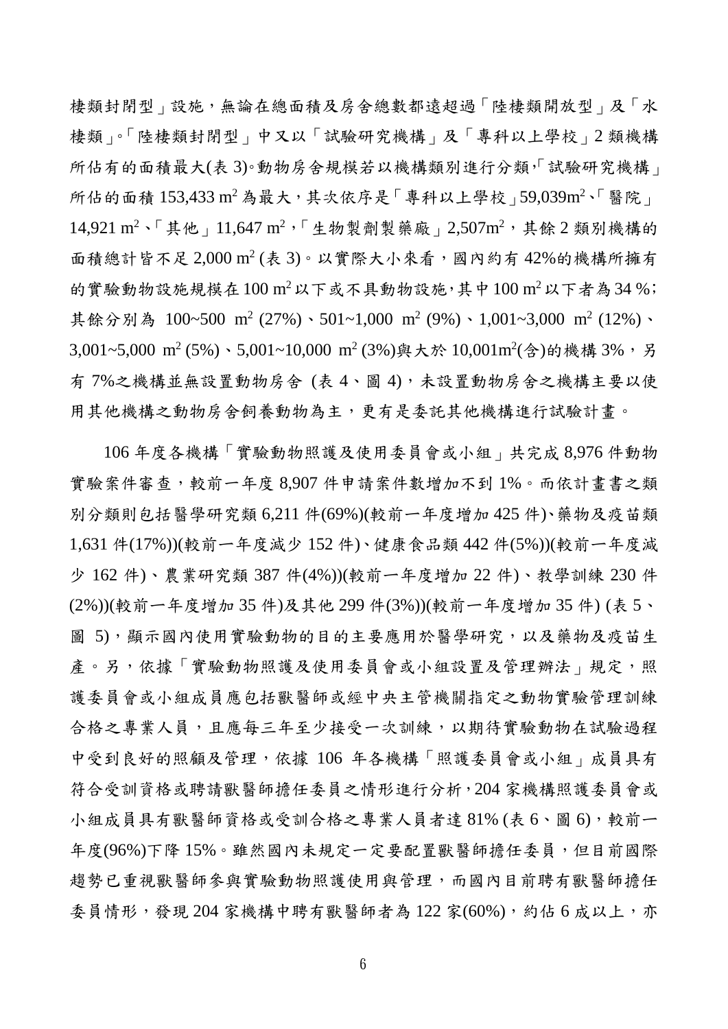棲類封閉型」設施，無論在總面積及房舍總數都遠超過「陸棲類開放型」及「水棲類」。「陸棲類封閉型」中又以「試驗研究機構」及「專科以上學校」2 類機構所佔有的面積最大(表 3)。動物房舍規模若以機構類別進行分類，「試驗研究機構」所佔的面積 153,433 $m^2$ 為最大，其次依序是「專科以上學校」59,039$m^2$、「醫院」14,921 $m^2$、「其他」11,647 $m^2$，「生物製劑製藥廠」2,507$m^2$，其餘 2 類別機構的面積總計皆不足 2,000 $m^2$ (表 3)。以實際大小來看，國內約有 42%的機構所擁有的實驗動物設施規模在 100 $m^2$ 以下或不具動物設施，其中 100 $m^2$ 以下者為 34 %；其餘分別為 100~500 $m^2$ (27%)、501~1,000 $m^2$ (9%)、1,001~3,000 $m^2$ (12%)、3,001~5,000 $m^2$ (5%)、5,001~10,000 $m^2$ (3%)與大於 10,001$m^2$(含)的機構 3%，另有 7%之機構並無設置動物房舍 (表 4、圖 4)，未設置動物房舍之機構主要以使用其他機構之動物房舍飼養動物為主，更有是委託其他機構進行試驗計畫。

106 年度各機構「實驗動物照護及使用委員會或小組」共完成 8,976 件動物實驗案件審查，較前一年度 8,907 件申請案件數增加不到 1%。而依計畫書之類別分類則包括醫學研究類 6,211 件(69%)(較前一年度增加 425 件)、藥物及疫苗類 1,631 件(17%))(較前一年度減少 152 件)、健康食品類 442 件(5%))(較前一年度減少 162 件)、農業研究類 387 件(4%))(較前一年度增加 22 件)、教學訓練 230 件(2%))(較前一年度增加 35 件)及其他 299 件(3%))(較前一年度增加 35 件) (表 5、圖 5)，顯示國內使用實驗動物的目的主要應用於醫學研究，以及藥物及疫苗生產。另，依據「實驗動物照護及使用委員會或小組設置及管理辦法」規定，照護委員會或小組成員應包括獸醫師或經中央主管機關指定之動物實驗管理訓練合格之專業人員，且應每三年至少接受一次訓練，以期待實驗動物在試驗過程中受到良好的照顧及管理，依據 106 年各機構「照護委員會或小組」成員具有符合受訓資格或聘請獸醫師擔任委員之情形進行分析，204 家機構照護委員會或小組成員具有獸醫師資格或受訓合格之專業人員者達 81% (表 6、圖 6)，較前一年度(96%)下降 15%。雖然國內未規定一定要配置獸醫師擔任委員，但目前國際趨勢已重視獸醫師參與實驗動物照護使用與管理，而國內目前聘有獸醫師擔任委員情形，發現 204 家機構中聘有獸醫師者為 122 家(60%)，約佔 6 成以上，亦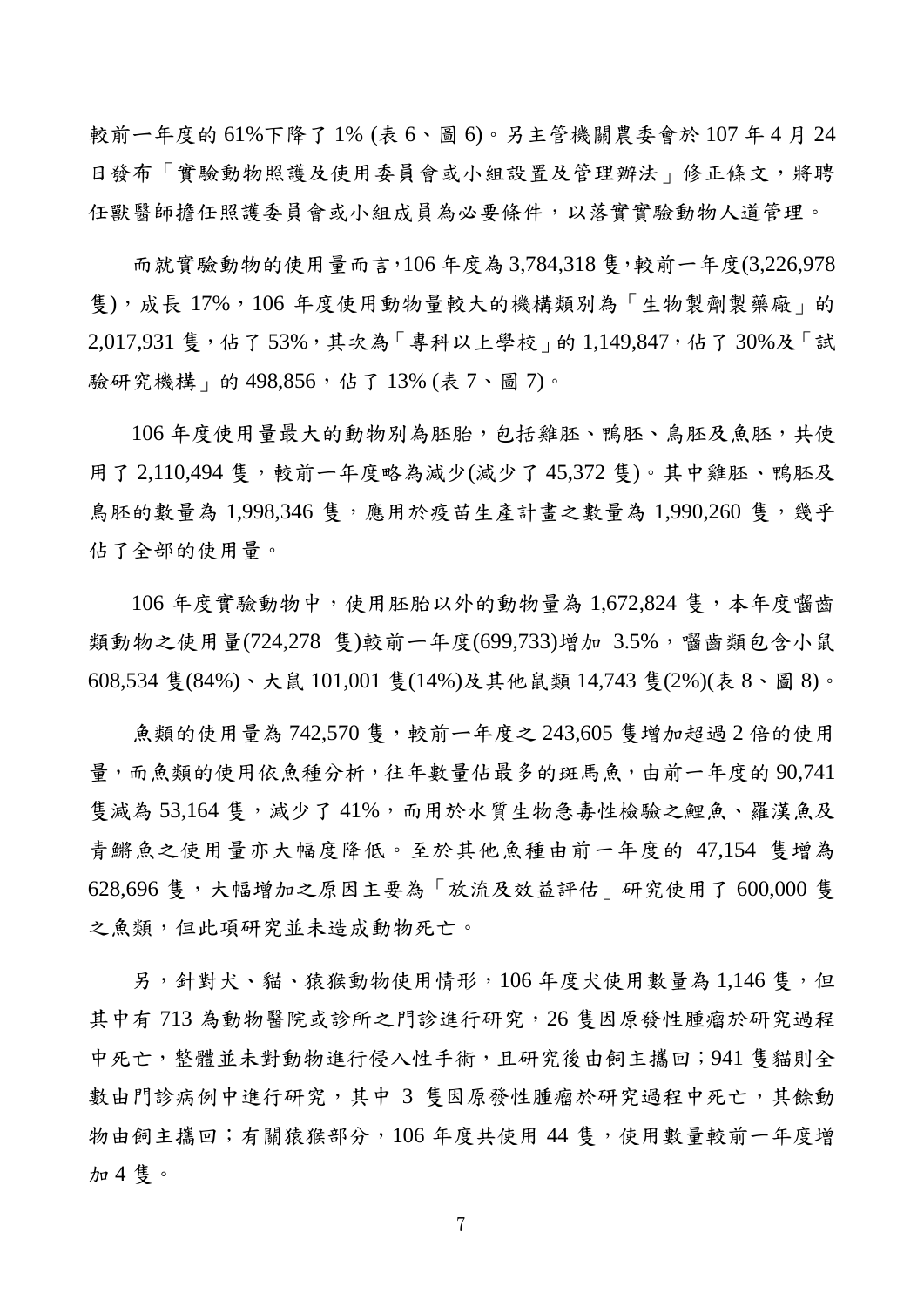較前一年度的 61%下降了 1% (表 6、圖 6)。另主管機關農委會於 107 年 4 月 24 日發布「實驗動物照護及使用委員會或小組設置及管理辦法」修正條文，將聘任獸醫師擔任照護委員會或小組成員為必要條件，以落實實驗動物人道管理。

而就實驗動物的使用量而言，106 年度為 3,784,318 隻，較前一年度(3,226,978 隻)，成長 17%，106 年度使用動物量較大的機構類別為「生物製劑製藥廠」的 2,017,931 隻，佔了 53%，其次為「專科以上學校」的 1,149,847，佔了 30%及「試驗研究機構」的 498,856，佔了 13% (表 7、圖 7)。

106 年度使用量最大的動物別為胚胎，包括雞胚、鴨胚、鳥胚及魚胚，共使用了 2,110,494 隻，較前一年度略為減少(減少了 45,372 隻)。其中雞胚、鴨胚及鳥胚的數量為 1,998,346 隻，應用於疫苗生產計畫之數量為 1,990,260 隻，幾乎佔了全部的使用量。

106 年度實驗動物中，使用胚胎以外的動物量為 1,672,824 隻，本年度囓齒類動物之使用量(724,278 隻)較前一年度(699,733)增加 3.5%，囓齒類包含小鼠 608,534 隻(84%)、大鼠 101,001 隻(14%)及其他鼠類 14,743 隻(2%)(表 8、圖 8)。

魚類的使用量為 742,570 隻，較前一年度之 243,605 隻增加超過 2 倍的使用量，而魚類的使用依魚種分析，往年數量佔最多的斑馬魚，由前一年度的 90,741 隻減為 53,164 隻，減少了 41%，而用於水質生物急毒性檢驗之鯉魚、羅漢魚及青鱂魚之使用量亦大幅度降低。至於其他魚種由前一年度的 47,154 隻增為 628,696 隻，大幅增加之原因主要為「放流及效益評估」研究使用了 600,000 隻之魚類，但此項研究並未造成動物死亡。

另，針對犬、貓、猿猴動物使用情形，106 年度犬使用數量為 1,146 隻，但其中有 713 為動物醫院或診所之門診進行研究，26 隻因原發性腫瘤於研究過程中死亡，整體並未對動物進行侵入性手術，且研究後由飼主攜回；941 隻貓則全數由門診病例中進行研究，其中 3 隻因原發性腫瘤於研究過程中死亡，其餘動物由飼主攜回；有關猿猴部分，106 年度共使用 44 隻，使用數量較前一年度增加 4 隻。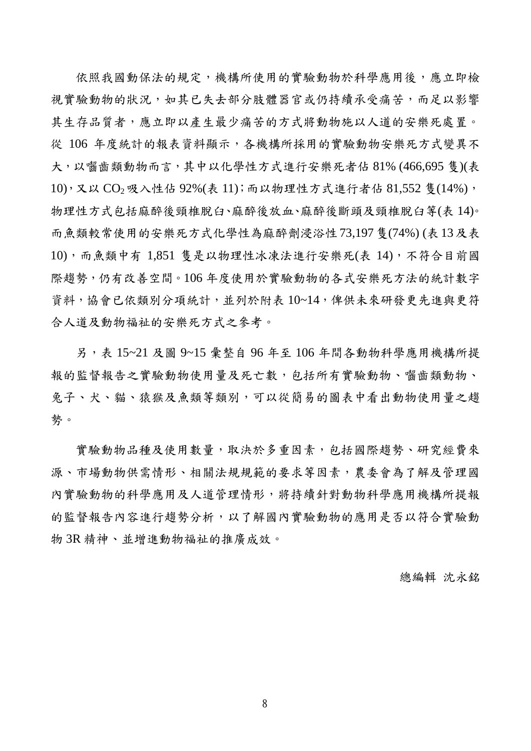依照我國動保法的規定，機構所使用的實驗動物於科學應用後，應立即檢視實驗動物的狀況，如其已失去部分肢體器官或仍持續承受痛苦，而足以影響其生存品質者，應立即以產生最少痛苦的方式將動物施以人道的安樂死處置。從 106 年度統計的報表資料顯示，各機構所採用的實驗動物安樂死方式變異不大，以囓齒類動物而言，其中以化學性方式進行安樂死者佔 81% (466,695 隻)(表 10)，又以 $CO_2$ 吸入性佔 92%(表 11)；而以物理性方式進行者佔 81,552 隻(14%)，物理性方式包括麻醉後頸椎脫臼、麻醉後放血、麻醉後斷頭及頸椎脫臼等(表 14)。而魚類較常使用的安樂死方式化學性為麻醉劑浸浴性 73,197 隻(74%) (表 13 及表 10)，而魚類中有 1,851 隻是以物理性冰凍法進行安樂死(表 14)，不符合目前國際趨勢，仍有改善空間。106 年度使用於實驗動物的各式安樂死方法的統計數字資料，協會已依類別分項統計，並列於附表 10~14，俾供未來研發更先進與更符合人道及動物福祉的安樂死方式之參考。

另，表 15~21 及圖 9~15 彙整自 96 年至 106 年間各動物科學應用機構所提報的監督報告之實驗動物使用量及死亡數，包括所有實驗動物、囓齒類動物、兔子、犬、貓、猿猴及魚類等類別，可以從簡易的圖表中看出動物使用量之趨勢。

實驗動物品種及使用數量，取決於多重因素，包括國際趨勢、研究經費來源、市場動物供需情形、相關法規規範的要求等因素，農委會為了解及管理國內實驗動物的科學應用及人道管理情形，將持續針對動物科學應用機構所提報的監督報告內容進行趨勢分析，以了解國內實驗動物的應用是否以符合實驗動物 3R 精神、並增進動物福祉的推廣成效。

總編輯 沈永銘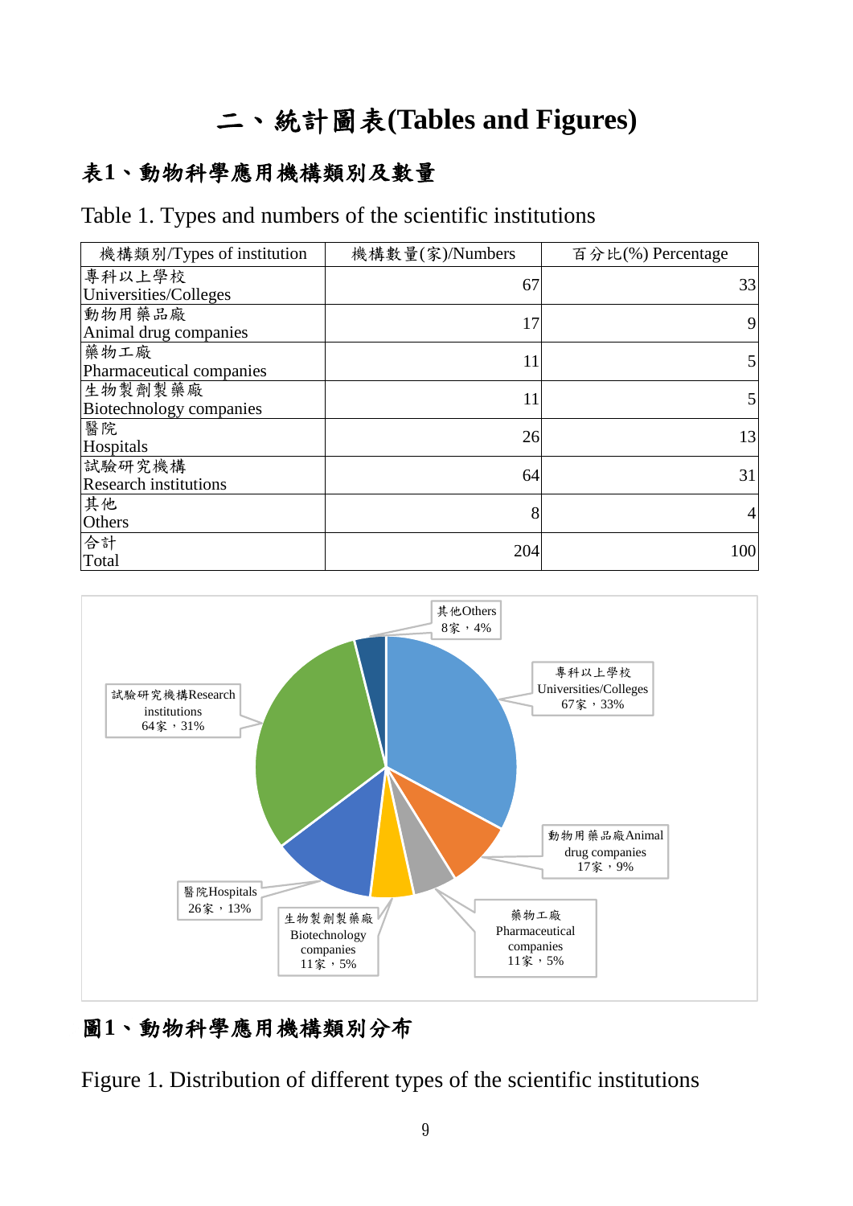# 二、統計圖表(Tables and Figures)

## 表1、動物科學應用機構類別及數量

Table 1. Types and numbers of the scientific institutions

| 機構類別/Types of institution | 機構數量(家)/Numbers | 百分比(%) Percentage |
|---|---|---|
| 專科以上學校<br>Universities/Colleges | 67 | 33 |
| 動物用藥品廠<br>Animal drug companies | 17 | 9 |
| 藥物工廠<br>Pharmaceutical companies | 11 | 5 |
| 生物製劑製藥廠<br>Biotechnology companies | 11 | 5 |
| 醫院<br>Hospitals | 26 | 13 |
| 試驗研究機構<br>Research institutions | 64 | 31 |
| 其他<br>Others | 8 | 4 |
| 合計<br>Total | 204 | 100 |

其他Others 8家，4%

專科以上學校 Universities/Colleges 67家，33%

試驗研究機構Research institutions 64家，31%

動物用藥品廠Animal drug companies 17家，9%

醫院Hospitals 26家，13%

生物製劑製藥廠 Biotechnology companies 11家，5%

藥物工廠 Pharmaceutical companies 11家，5%

## 圖1、動物科學應用機構類別分布

Figure 1. Distribution of different types of the scientific institutions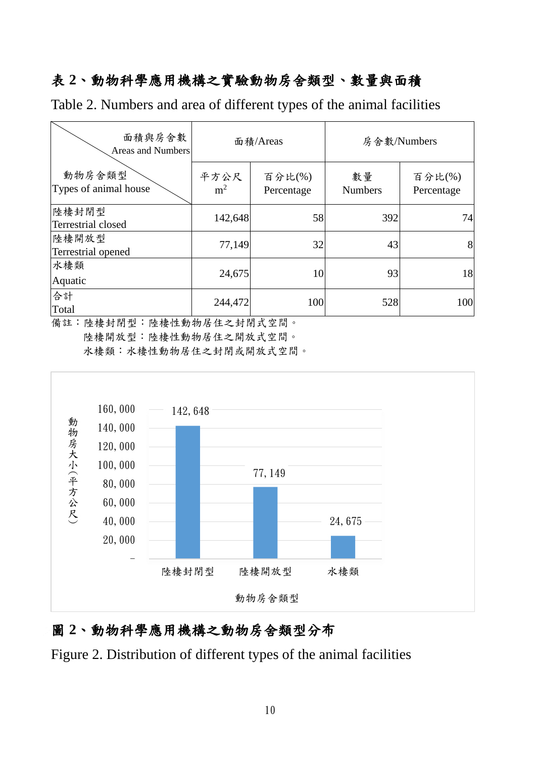## 表 2、動物科學應用機構之實驗動物房舍類型、數量與面積

Table 2. Numbers and area of different types of the animal facilities

| 面積與房舍數 Areas and Numbers / 動物房舍類型 Types of animal house | 面積/Areas | | 房舍數/Numbers | |
|---|---|---|---|---|
| | 平方公尺 $m^2$ | 百分比(%) Percentage | 數量 Numbers | 百分比(%) Percentage |
| 陸棲封閉型 Terrestrial closed | 142,648 | 58 | 392 | 74 |
| 陸棲開放型 Terrestrial opened | 77,149 | 32 | 43 | 8 |
| 水棲類 Aquatic | 24,675 | 10 | 93 | 18 |
| 合計 Total | 244,472 | 100 | 528 | 100 |

備註：陸棲封閉型：陸棲性動物居住之封閉式空間。
陸棲開放型：陸棲性動物居住之開放式空間。
水棲類：水棲性動物居住之封閉或開放式空間。

## 圖 2、動物科學應用機構之動物房舍類型分布

Figure 2. Distribution of different types of the animal facilities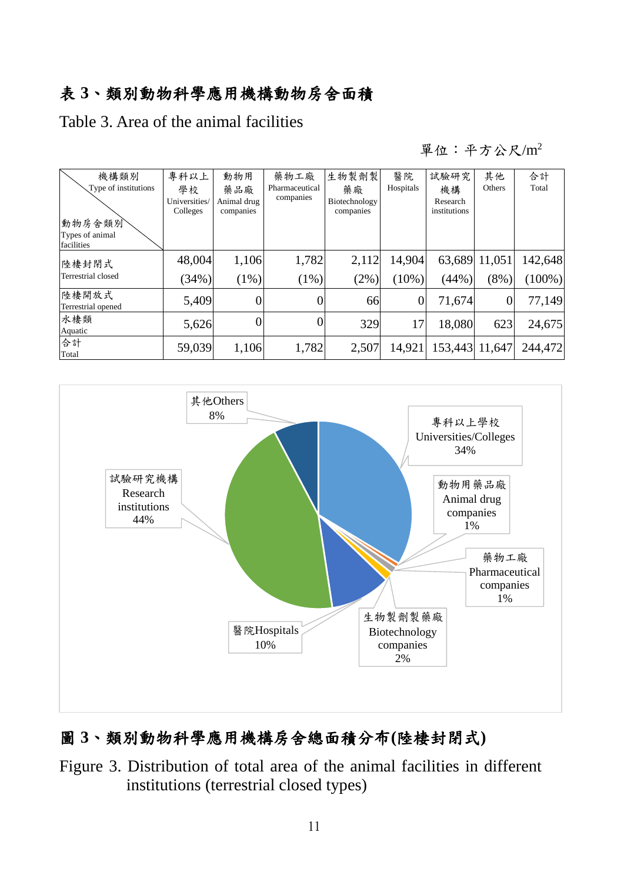## 表 3、類別動物科學應用機構動物房舍面積

Table 3. Area of the animal facilities

單位：平方公尺/$m^2$

| 機構類別 Type of institutions / 動物房舍類別 Types of animal facilities | 專科以上學校 Universities/ Colleges | 動物用藥品廠 Animal drug companies | 藥物工廠 Pharmaceutical companies | 生物製劑製藥廠 Biotechnology companies | 醫院 Hospitals | 試驗研究機構 Research institutions | 其他 Others | 合計 Total |
|---|---|---|---|---|---|---|---|---|
| 陸棲封閉式 Terrestrial closed | 48,004 (34%) | 1,106 (1%) | 1,782 (1%) | 2,112 (2%) | 14,904 (10%) | 63,689 (44%) | 11,051 (8%) | 142,648 (100%) |
| 陸棲開放式 Terrestrial opened | 5,409 | 0 | 0 | 66 | 0 | 71,674 | 0 | 77,149 |
| 水棲類 Aquatic | 5,626 | 0 | 0 | 329 | 17 | 18,080 | 623 | 24,675 |
| 合計 Total | 59,039 | 1,106 | 1,782 | 2,507 | 14,921 | 153,443 | 11,647 | 244,472 |

## 圖 3、類別動物科學應用機構房舍總面積分布(陸棲封閉式)

Figure 3. Distribution of total area of the animal facilities in different institutions (terrestrial closed types)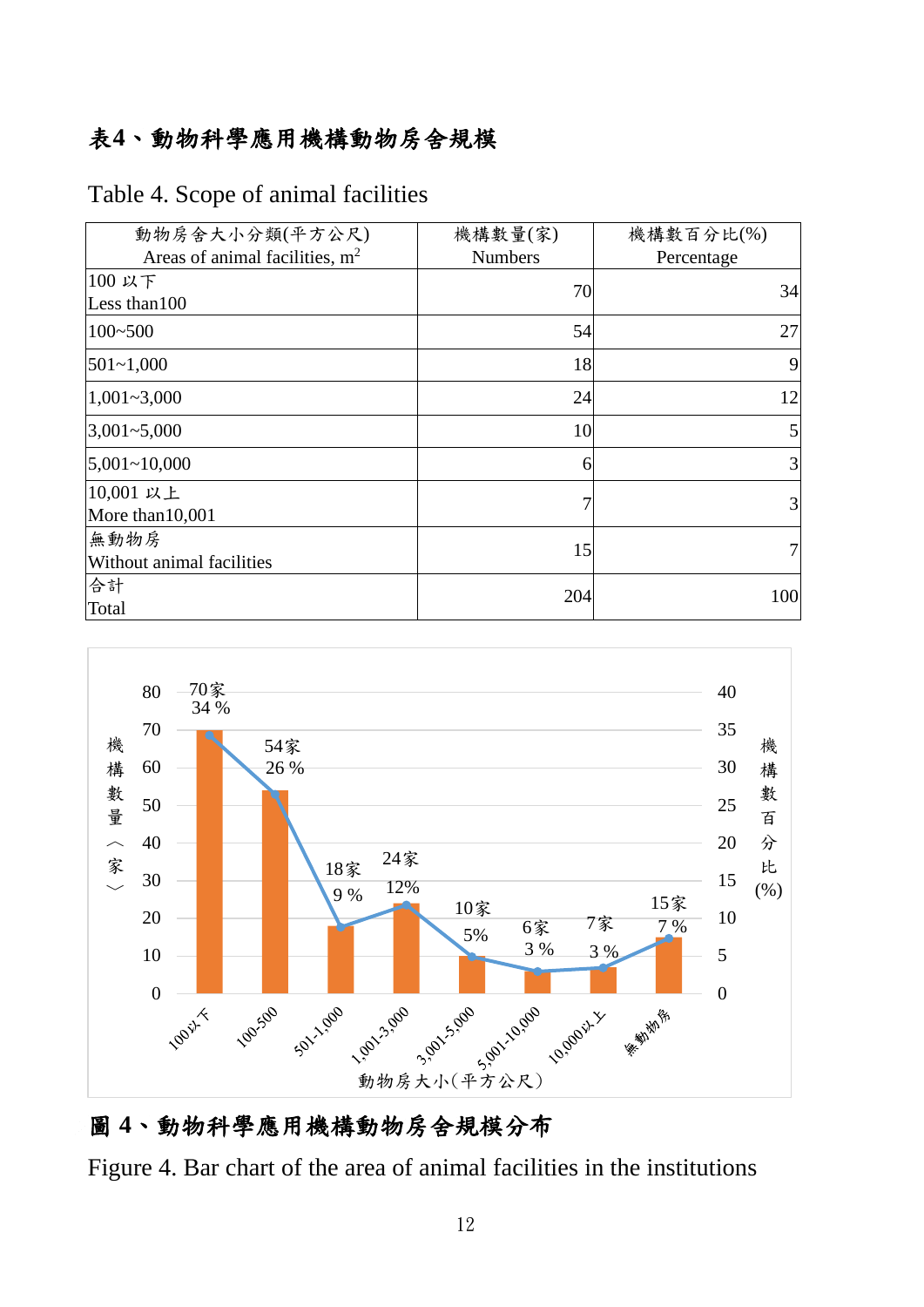**表4、動物科學應用機構動物房舍規模**

Table 4. Scope of animal facilities

| 動物房舍大小分類(平方公尺) Areas of animal facilities, $m^2$ | 機構數量(家) Numbers | 機構數百分比(%) Percentage |
| --- | --- | --- |
| 100 以下 Less than100 | 70 | 34 |
| 100~500 | 54 | 27 |
| 501~1,000 | 18 | 9 |
| 1,001~3,000 | 24 | 12 |
| 3,001~5,000 | 10 | 5 |
| 5,001~10,000 | 6 | 3 |
| 10,001 以上 More than10,001 | 7 | 3 |
| 無動物房 Without animal facilities | 15 | 7 |
| 合計 Total | 204 | 100 |

**圖 4、動物科學應用機構動物房舍規模分布**

Figure 4. Bar chart of the area of animal facilities in the institutions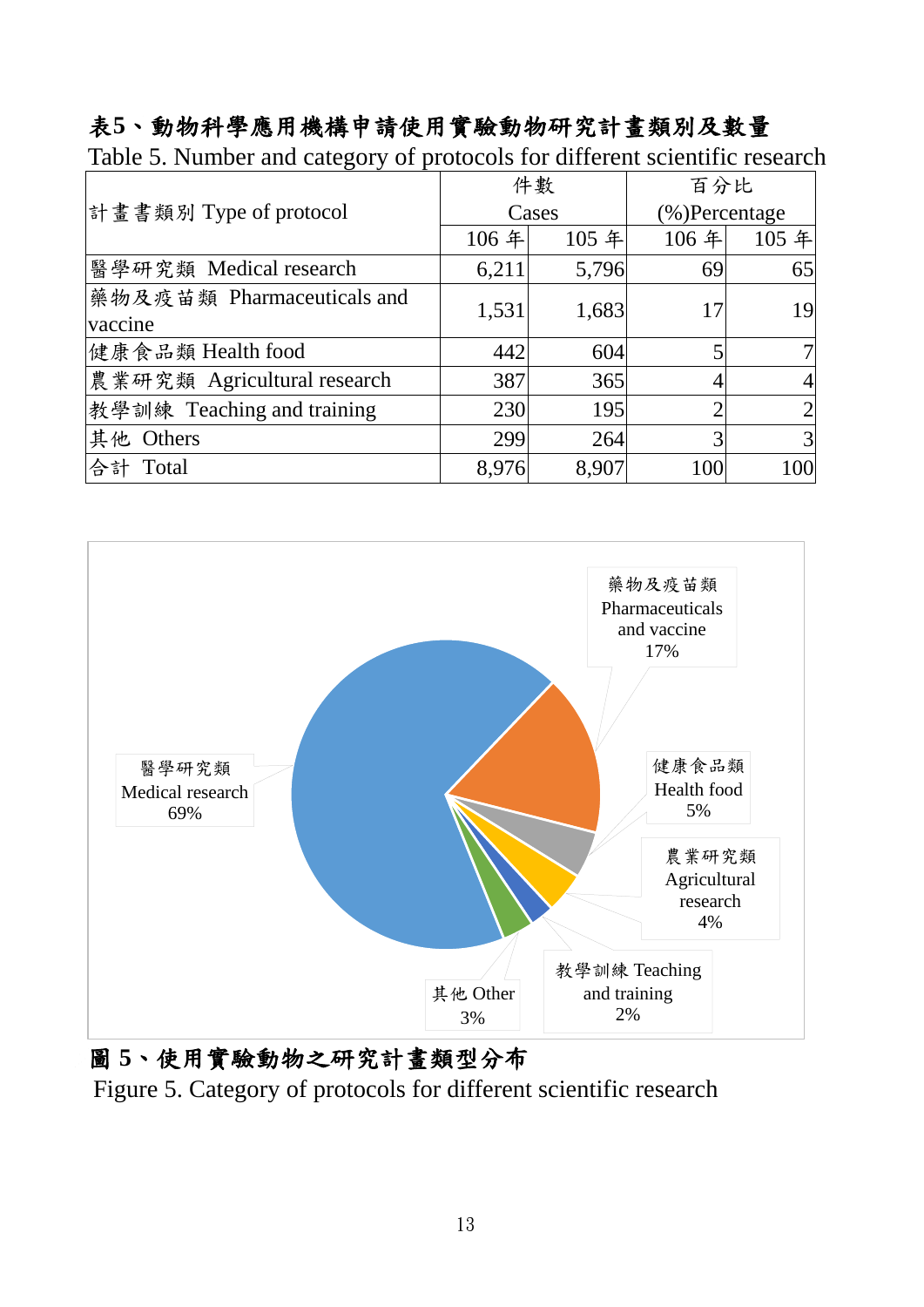**表5、動物科學應用機構申請使用實驗動物研究計畫類別及數量**

Table 5. Number and category of protocols for different scientific research

| 計畫書類別 Type of protocol | 件數 Cases | | 百分比 (%)Percentage | |
|---|---|---|---|---|
| | 106 年 | 105 年 | 106 年 | 105 年 |
| 醫學研究類 Medical research | 6,211 | 5,796 | 69 | 65 |
| 藥物及疫苗類 Pharmaceuticals and vaccine | 1,531 | 1,683 | 17 | 19 |
| 健康食品類 Health food | 442 | 604 | 5 | 7 |
| 農業研究類 Agricultural research | 387 | 365 | 4 | 4 |
| 教學訓練 Teaching and training | 230 | 195 | 2 | 2 |
| 其他 Others | 299 | 264 | 3 | 3 |
| 合計 Total | 8,976 | 8,907 | 100 | 100 |

醫學研究類 Medical research 69%

藥物及疫苗類 Pharmaceuticals and vaccine 17%

健康食品類 Health food 5%

農業研究類 Agricultural research 4%

教學訓練 Teaching and training 2%

其他 Other 3%

**圖 5、使用實驗動物之研究計畫類型分布**

Figure 5. Category of protocols for different scientific research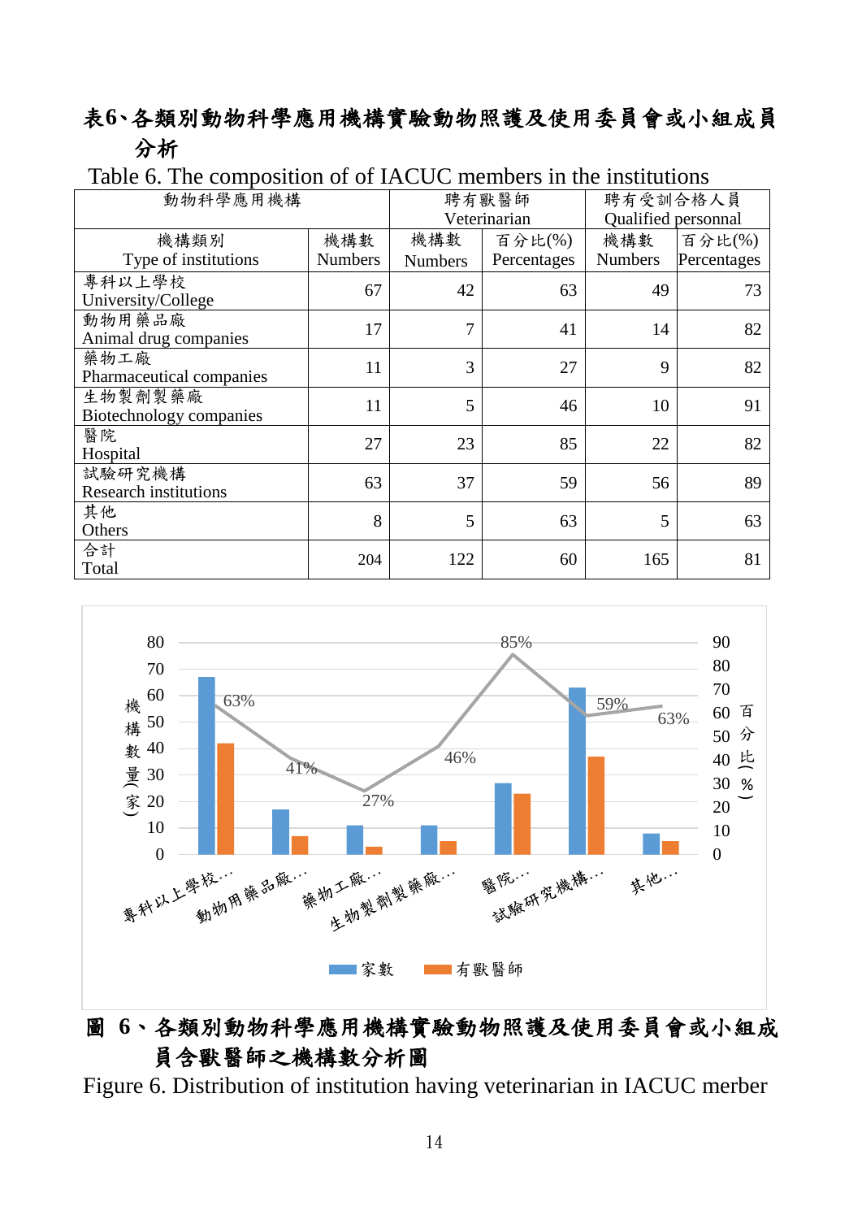## 表6、各類別動物科學應用機構實驗動物照護及使用委員會或小組成員分析

Table 6. The composition of of IACUC members in the institutions

| 動物科學應用機構 | | 聘有獸醫師 Veterinarian | | 聘有受訓合格人員 Qualified personnal | |
|---|---|---|---|---|---|
| 機構類別 Type of institutions | 機構數 Numbers | 機構數 Numbers | 百分比(%) Percentages | 機構數 Numbers | 百分比(%) Percentages |
| 專科以上學校 University/College | 67 | 42 | 63 | 49 | 73 |
| 動物用藥品廠 Animal drug companies | 17 | 7 | 41 | 14 | 82 |
| 藥物工廠 Pharmaceutical companies | 11 | 3 | 27 | 9 | 82 |
| 生物製劑製藥廠 Biotechnology companies | 11 | 5 | 46 | 10 | 91 |
| 醫院 Hospital | 27 | 23 | 85 | 22 | 82 |
| 試驗研究機構 Research institutions | 63 | 37 | 59 | 56 | 89 |
| 其他 Others | 8 | 5 | 63 | 5 | 63 |
| 合計 Total | 204 | 122 | 60 | 165 | 81 |

## 圖 6、各類別動物科學應用機構實驗動物照護及使用委員會或小組成員含獸醫師之機構數分析圖

Figure 6. Distribution of institution having veterinarian in IACUC merber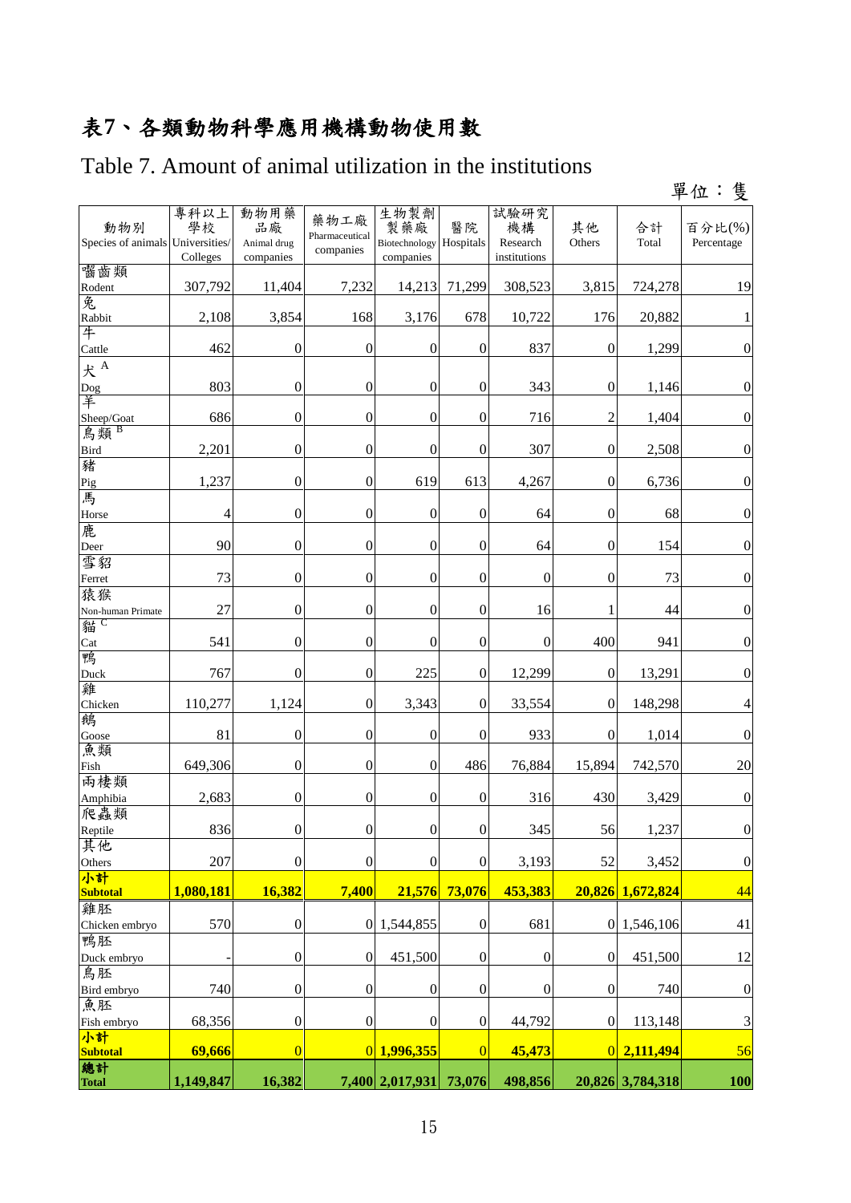# 表7、各類動物科學應用機構動物使用數

## Table 7. Amount of animal utilization in the institutions

單位：隻

| 動物別 Species of animals | 專科以上學校 Universities/ Colleges | 動物用藥品廠 Animal drug companies | 藥物工廠 Pharmaceutical companies | 生物製劑製藥廠 Biotechnology companies | 醫院 Hospitals | 試驗研究機構 Research institutions | 其他 Others | 合計 Total | 百分比(%) Percentage |
|---|---|---|---|---|---|---|---|---|---|
| 嚙齒類 Rodent | 307,792 | 11,404 | 7,232 | 14,213 | 71,299 | 308,523 | 3,815 | 724,278 | 19 |
| 兔 Rabbit | 2,108 | 3,854 | 168 | 3,176 | 678 | 10,722 | 176 | 20,882 | 1 |
| 牛 Cattle | 462 | 0 | 0 | 0 | 0 | 837 | 0 | 1,299 | 0 |
| 犬 [A] Dog | 803 | 0 | 0 | 0 | 0 | 343 | 0 | 1,146 | 0 |
| 羊 Sheep/Goat | 686 | 0 | 0 | 0 | 0 | 716 | 2 | 1,404 | 0 |
| 鳥類 [B] Bird | 2,201 | 0 | 0 | 0 | 0 | 307 | 0 | 2,508 | 0 |
| 豬 Pig | 1,237 | 0 | 0 | 619 | 613 | 4,267 | 0 | 6,736 | 0 |
| 馬 Horse | 4 | 0 | 0 | 0 | 0 | 64 | 0 | 68 | 0 |
| 鹿 Deer | 90 | 0 | 0 | 0 | 0 | 64 | 0 | 154 | 0 |
| 雪貂 Ferret | 73 | 0 | 0 | 0 | 0 | 0 | 0 | 73 | 0 |
| 猿猴 Non-human Primate | 27 | 0 | 0 | 0 | 0 | 16 | 1 | 44 | 0 |
| 貓 [C] Cat | 541 | 0 | 0 | 0 | 0 | 0 | 400 | 941 | 0 |
| 鴨 Duck | 767 | 0 | 0 | 225 | 0 | 12,299 | 0 | 13,291 | 0 |
| 雞 Chicken | 110,277 | 1,124 | 0 | 3,343 | 0 | 33,554 | 0 | 148,298 | 4 |
| 鵝 Goose | 81 | 0 | 0 | 0 | 0 | 933 | 0 | 1,014 | 0 |
| 魚類 Fish | 649,306 | 0 | 0 | 0 | 486 | 76,884 | 15,894 | 742,570 | 20 |
| 兩棲類 Amphibia | 2,683 | 0 | 0 | 0 | 0 | 316 | 430 | 3,429 | 0 |
| 爬蟲類 Reptile | 836 | 0 | 0 | 0 | 0 | 345 | 56 | 1,237 | 0 |
| 其他 Others | 207 | 0 | 0 | 0 | 0 | 3,193 | 52 | 3,452 | 0 |
| **小計 Subtotal** | **1,080,181** | **16,382** | **7,400** | **21,576** | **73,076** | **453,383** | **20,826** | **1,672,824** | **44** |
| 雞胚 Chicken embryo | 570 | 0 | 0 | 1,544,855 | 0 | 681 | 0 | 1,546,106 | 41 |
| 鴨胚 Duck embryo | - | 0 | 0 | 451,500 | 0 | 0 | 0 | 451,500 | 12 |
| 鳥胚 Bird embryo | 740 | 0 | 0 | 0 | 0 | 0 | 0 | 740 | 0 |
| 魚胚 Fish embryo | 68,356 | 0 | 0 | 0 | 0 | 44,792 | 0 | 113,148 | 3 |
| **小計 Subtotal** | **69,666** | **0** | **0** | **1,996,355** | **0** | **45,473** | **0** | **2,111,494** | **56** |
| **總計 Total** | **1,149,847** | **16,382** | **7,400** | **2,017,931** | **73,076** | **498,856** | **20,826** | **3,784,318** | **100** |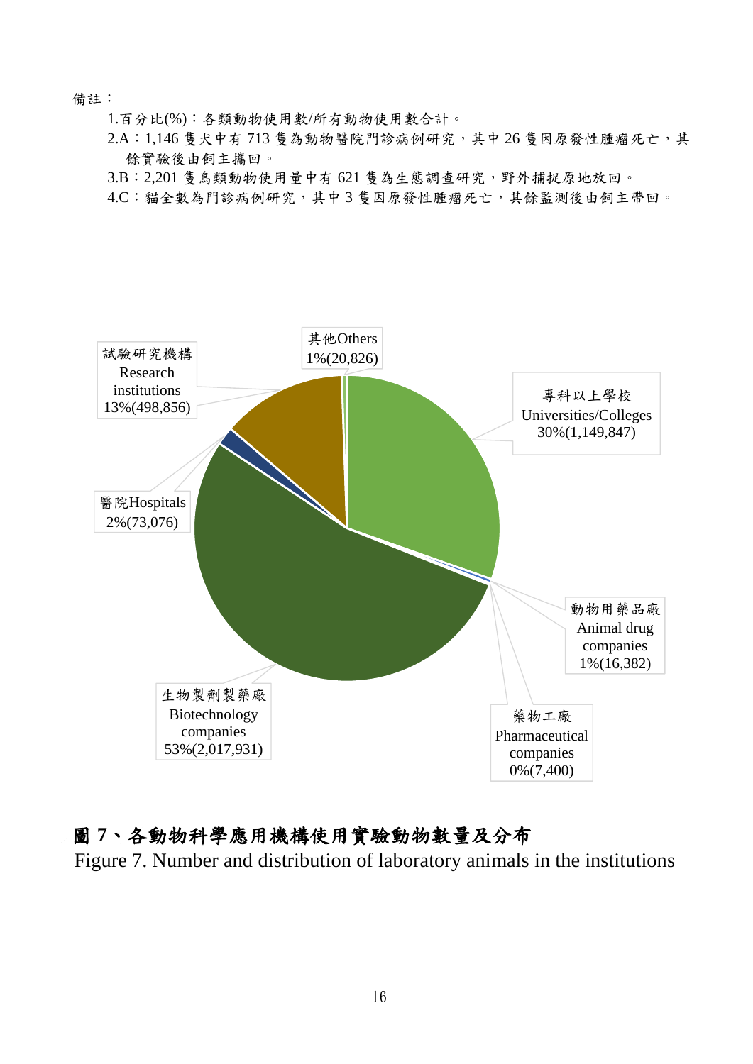備註：

1.百分比(%)：各類動物使用數/所有動物使用數合計。
2.A：1,146 隻犬中有 713 隻為動物醫院門診病例研究，其中 26 隻因原發性腫瘤死亡，其餘實驗後由飼主攜回。
3.B：2,201 隻鳥類動物使用量中有 621 隻為生態調查研究，野外捕捉原地放回。
4.C：貓全數為門診病例研究，其中 3 隻因原發性腫瘤死亡，其餘監測後由飼主帶回。

其他Others 1%(20,826)
試驗研究機構 Research institutions 13%(498,856)
專科以上學校 Universities/Colleges 30%(1,149,847)
醫院Hospitals 2%(73,076)
動物用藥品廠 Animal drug companies 1%(16,382)
生物製劑製藥廠 Biotechnology companies 53%(2,017,931)
藥物工廠 Pharmaceutical companies 0%(7,400)

**圖 7、各動物科學應用機構使用實驗動物數量及分布**

Figure 7. Number and distribution of laboratory animals in the institutions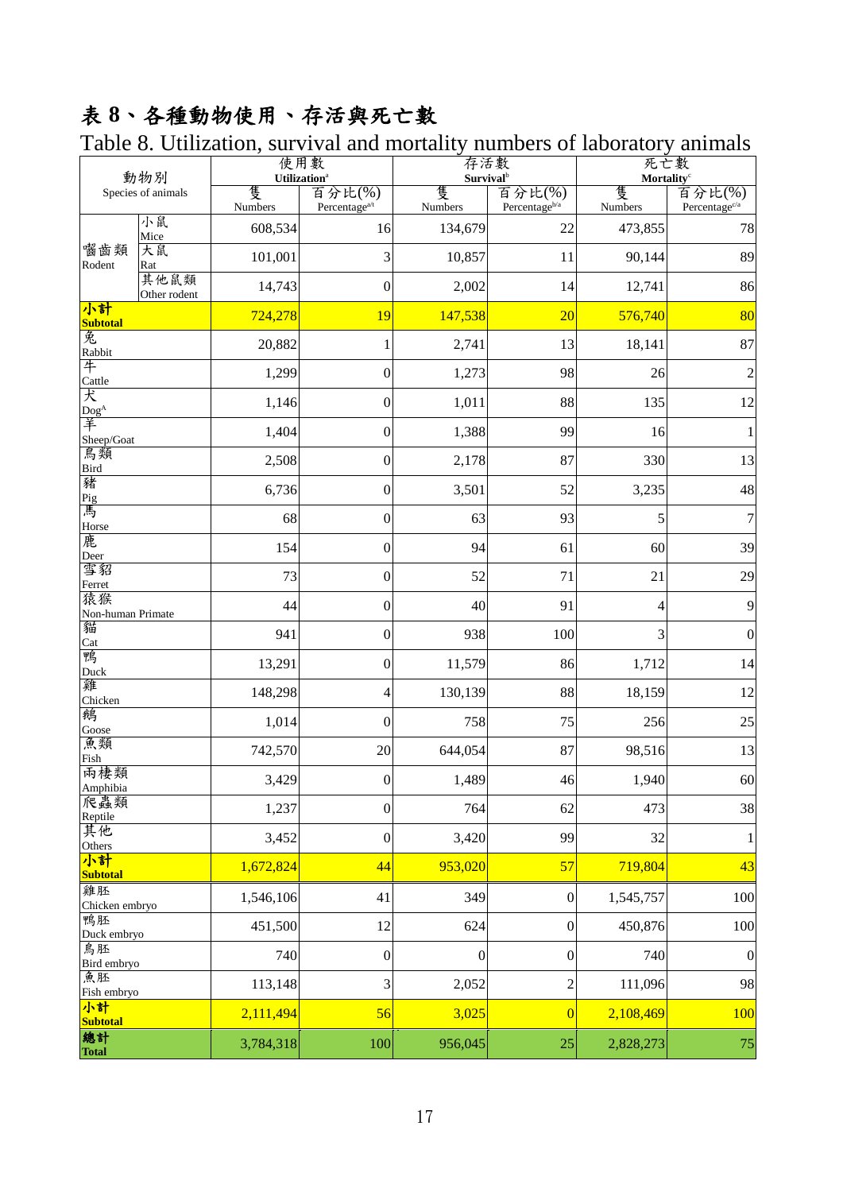# 表 8、各種動物使用、存活與死亡數

Table 8. Utilization, survival and mortality numbers of laboratory animals

| 動物別 Species of animals | | 使用數 Utilization[a] | | 存活數 Survival[b] | | 死亡數 Mortality[c] | |
|---|---|---|---|---|---|---|---|
| | | 隻 Numbers | 百分比(%) Percentage[a/t] | 隻 Numbers | 百分比(%) Percentage[b/a] | 隻 Numbers | 百分比(%) Percentage[c/a] |
| 囓齒類 Rodent | 小鼠 Mice | 608,534 | 16 | 134,679 | 22 | 473,855 | 78 |
| | 大鼠 Rat | 101,001 | 3 | 10,857 | 11 | 90,144 | 89 |
| | 其他鼠類 Other rodent | 14,743 | 0 | 2,002 | 14 | 12,741 | 86 |
| **小計 Subtotal** | | 724,278 | 19 | 147,538 | 20 | 576,740 | 80 |
| 兔 Rabbit | | 20,882 | 1 | 2,741 | 13 | 18,141 | 87 |
| 牛 Cattle | | 1,299 | 0 | 1,273 | 98 | 26 | 2 |
| 犬 Dog[A] | | 1,146 | 0 | 1,011 | 88 | 135 | 12 |
| 羊 Sheep/Goat | | 1,404 | 0 | 1,388 | 99 | 16 | 1 |
| 鳥類 Bird | | 2,508 | 0 | 2,178 | 87 | 330 | 13 |
| 豬 Pig | | 6,736 | 0 | 3,501 | 52 | 3,235 | 48 |
| 馬 Horse | | 68 | 0 | 63 | 93 | 5 | 7 |
| 鹿 Deer | | 154 | 0 | 94 | 61 | 60 | 39 |
| 雪貂 Ferret | | 73 | 0 | 52 | 71 | 21 | 29 |
| 猿猴 Non-human Primate | | 44 | 0 | 40 | 91 | 4 | 9 |
| 貓 Cat | | 941 | 0 | 938 | 100 | 3 | 0 |
| 鴨 Duck | | 13,291 | 0 | 11,579 | 86 | 1,712 | 14 |
| 雞 Chicken | | 148,298 | 4 | 130,139 | 88 | 18,159 | 12 |
| 鵝 Goose | | 1,014 | 0 | 758 | 75 | 256 | 25 |
| 魚類 Fish | | 742,570 | 20 | 644,054 | 87 | 98,516 | 13 |
| 兩棲類 Amphibia | | 3,429 | 0 | 1,489 | 46 | 1,940 | 60 |
| 爬蟲類 Reptile | | 1,237 | 0 | 764 | 62 | 473 | 38 |
| 其他 Others | | 3,452 | 0 | 3,420 | 99 | 32 | 1 |
| **小計 Subtotal** | | 1,672,824 | 44 | 953,020 | 57 | 719,804 | 43 |
| 雞胚 Chicken embryo | | 1,546,106 | 41 | 349 | 0 | 1,545,757 | 100 |
| 鴨胚 Duck embryo | | 451,500 | 12 | 624 | 0 | 450,876 | 100 |
| 鳥胚 Bird embryo | | 740 | 0 | 0 | 0 | 740 | 0 |
| 魚胚 Fish embryo | | 113,148 | 3 | 2,052 | 2 | 111,096 | 98 |
| **小計 Subtotal** | | 2,111,494 | 56 | 3,025 | 0 | 2,108,469 | 100 |
| **總計 Total** | | 3,784,318 | 100 | 956,045 | 25 | 2,828,273 | 75 |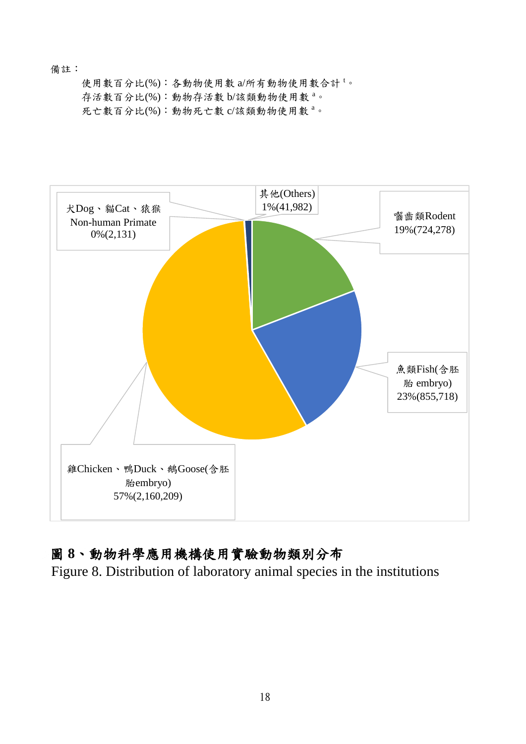備註：

使用數百分比(%)：各動物使用數 a/所有動物使用數合計 t。
存活數百分比(%)：動物存活數 b/該類動物使用數 a。
死亡數百分比(%)：動物死亡數 c/該類動物使用數 a。

犬Dog、貓Cat、猿猴 Non-human Primate 0%(2,131)

其他(Others) 1%(41,982)

囓齒類Rodent 19%(724,278)

魚類Fish(含胚胎 embryo) 23%(855,718)

雞Chicken、鴨Duck、鵝Goose(含胚胎embryo) 57%(2,160,209)

**圖 8、動物科學應用機構使用實驗動物類別分布**

Figure 8. Distribution of laboratory animal species in the institutions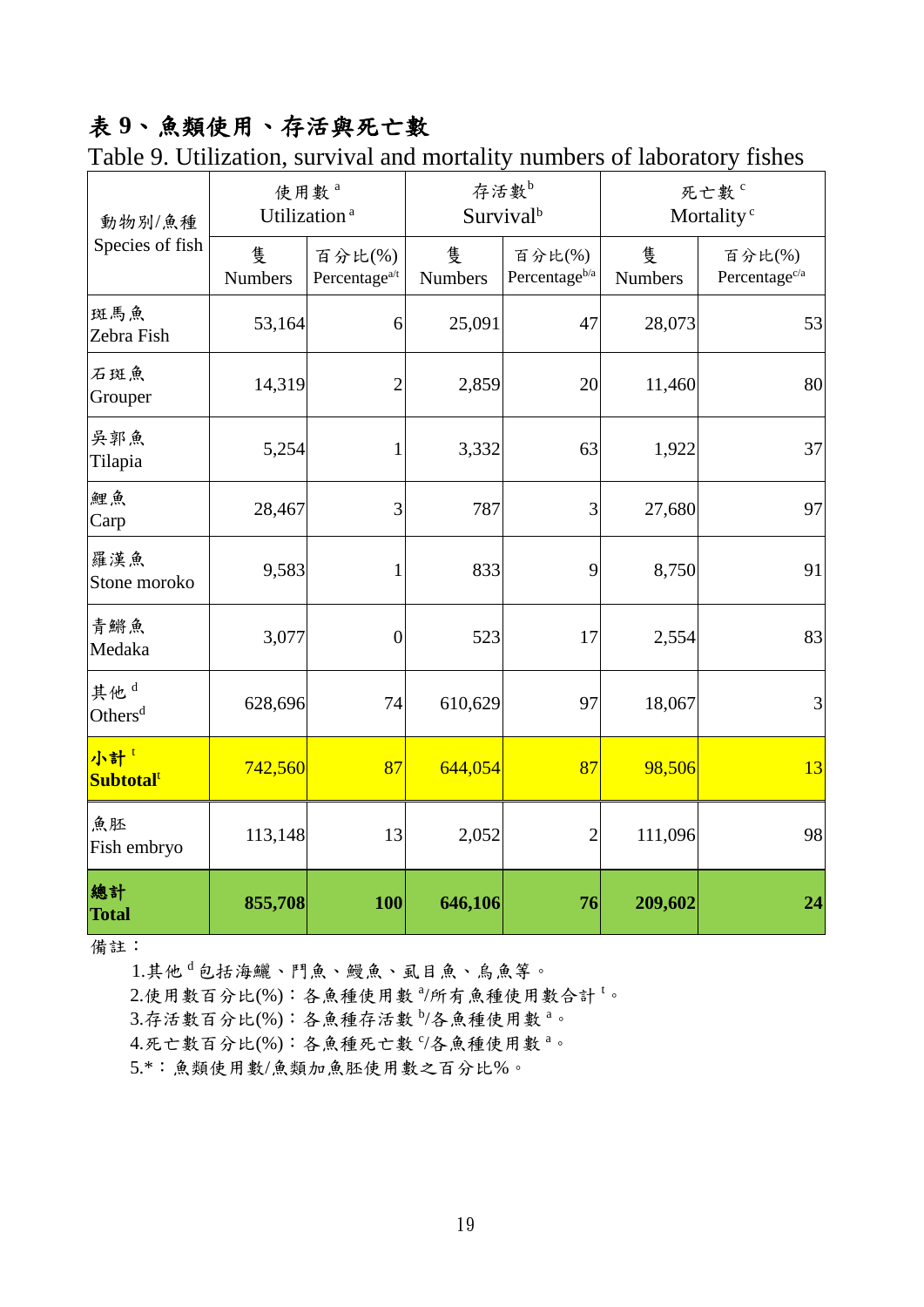# 表 9、魚類使用、存活與死亡數

Table 9. Utilization, survival and mortality numbers of laboratory fishes

| 動物別/魚種 Species of fish | 使用數[a] Utilization[a] | | 存活數[b] Survival[b] | | 死亡數[c] Mortality[c] | |
|---|---|---|---|---|---|---|
| | 隻 Numbers | 百分比(%) Percentage[a/t] | 隻 Numbers | 百分比(%) Percentage[b/a] | 隻 Numbers | 百分比(%) Percentage[c/a] |
| 斑馬魚 Zebra Fish | 53,164 | 6 | 25,091 | 47 | 28,073 | 53 |
| 石斑魚 Grouper | 14,319 | 2 | 2,859 | 20 | 11,460 | 80 |
| 吳郭魚 Tilapia | 5,254 | 1 | 3,332 | 63 | 1,922 | 37 |
| 鯉魚 Carp | 28,467 | 3 | 787 | 3 | 27,680 | 97 |
| 羅漢魚 Stone moroko | 9,583 | 1 | 833 | 9 | 8,750 | 91 |
| 青鱂魚 Medaka | 3,077 | 0 | 523 | 17 | 2,554 | 83 |
| 其他[d] Others[d] | 628,696 | 74 | 610,629 | 97 | 18,067 | 3 |
| **小計[t] Subtotal[t]** | 742,560 | 87 | 644,054 | 87 | 98,506 | 13 |
| 魚胚 Fish embryo | 113,148 | 13 | 2,052 | 2 | 111,096 | 98 |
| **總計 Total** | **855,708** | **100** | **646,106** | **76** | **209,602** | **24** |

備註：

1.其他[d]包括海鱺、鬥魚、鰻魚、虱目魚、烏魚等。

2.使用數百分比(%)：各魚種使用數[a]/所有魚種使用數合計[t]。

3.存活數百分比(%)：各魚種存活數[b]/各魚種使用數[a]。

4.死亡數百分比(%)：各魚種死亡數[c]/各魚種使用數[a]。

5.*：魚類使用數/魚類加魚胚使用數之百分比%。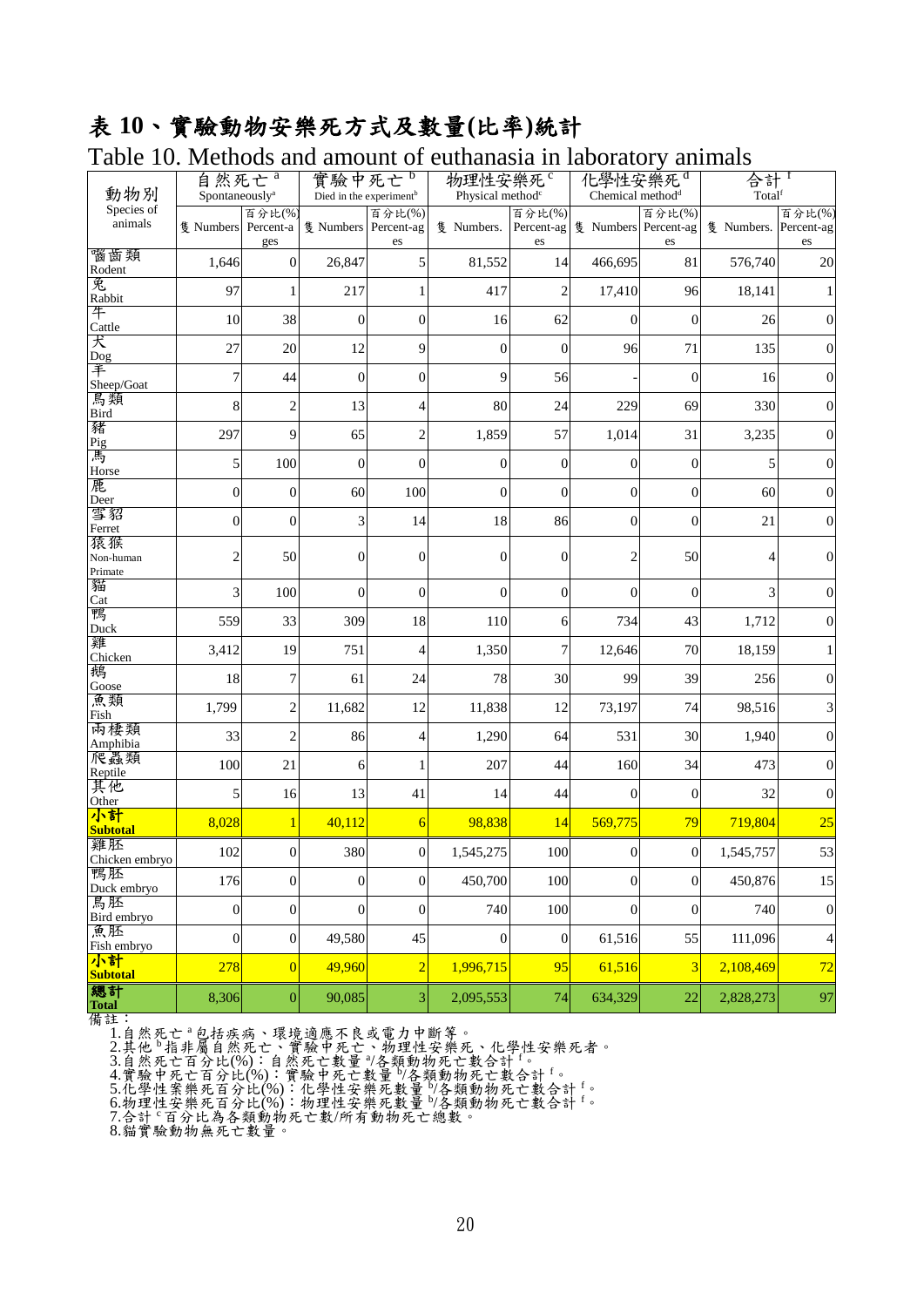# 表 10、實驗動物安樂死方式及數量(比率)統計

Table 10. Methods and amount of euthanasia in laboratory animals

| 動物別 Species of animals | 自然死亡[a] Spontaneously[a] | | 實驗中死亡[b] Died in the experiment[b] | | 物理性安樂死[c] Physical method[c] | | 化學性安樂死[d] Chemical method[d] | | 合計[f] Total[f] | |
|---|---|---|---|---|---|---|---|---|---|---|
| | 隻 Numbers | 百分比(%) Percent-ages | 隻 Numbers | 百分比(%) Percent-ages | 隻 Numbers. | 百分比(%) Percent-ages | 隻 Numbers | 百分比(%) Percent-ages | 隻 Numbers. | 百分比(%) Percent-ages |
| 囓齒類 Rodent | 1,646 | 0 | 26,847 | 5 | 81,552 | 14 | 466,695 | 81 | 576,740 | 20 |
| 兔 Rabbit | 97 | 1 | 217 | 1 | 417 | 2 | 17,410 | 96 | 18,141 | 1 |
| 牛 Cattle | 10 | 38 | 0 | 0 | 16 | 62 | 0 | 0 | 26 | 0 |
| 犬 Dog | 27 | 20 | 12 | 9 | 0 | 0 | 96 | 71 | 135 | 0 |
| 羊 Sheep/Goat | 7 | 44 | 0 | 0 | 9 | 56 | - | 0 | 16 | 0 |
| 鳥類 Bird | 8 | 2 | 13 | 4 | 80 | 24 | 229 | 69 | 330 | 0 |
| 豬 Pig | 297 | 9 | 65 | 2 | 1,859 | 57 | 1,014 | 31 | 3,235 | 0 |
| 馬 Horse | 5 | 100 | 0 | 0 | 0 | 0 | 0 | 0 | 5 | 0 |
| 鹿 Deer | 0 | 0 | 60 | 100 | 0 | 0 | 0 | 0 | 60 | 0 |
| 雪貂 Ferret | 0 | 0 | 3 | 14 | 18 | 86 | 0 | 0 | 21 | 0 |
| 猿猴 Non-human Primate | 2 | 50 | 0 | 0 | 0 | 0 | 2 | 50 | 4 | 0 |
| 貓 Cat | 3 | 100 | 0 | 0 | 0 | 0 | 0 | 0 | 3 | 0 |
| 鴨 Duck | 559 | 33 | 309 | 18 | 110 | 6 | 734 | 43 | 1,712 | 0 |
| 雞 Chicken | 3,412 | 19 | 751 | 4 | 1,350 | 7 | 12,646 | 70 | 18,159 | 1 |
| 鵝 Goose | 18 | 7 | 61 | 24 | 78 | 30 | 99 | 39 | 256 | 0 |
| 魚類 Fish | 1,799 | 2 | 11,682 | 12 | 11,838 | 12 | 73,197 | 74 | 98,516 | 3 |
| 兩棲類 Amphibia | 33 | 2 | 86 | 4 | 1,290 | 64 | 531 | 30 | 1,940 | 0 |
| 爬蟲類 Reptile | 100 | 21 | 6 | 1 | 207 | 44 | 160 | 34 | 473 | 0 |
| 其他 Other | 5 | 16 | 13 | 41 | 14 | 44 | 0 | 0 | 32 | 0 |
| **小計 Subtotal** | 8,028 | 1 | 40,112 | 6 | 98,838 | 14 | 569,775 | 79 | 719,804 | 25 |
| 雞胚 Chicken embryo | 102 | 0 | 380 | 0 | 1,545,275 | 100 | 0 | 0 | 1,545,757 | 53 |
| 鴨胚 Duck embryo | 176 | 0 | 0 | 0 | 450,700 | 100 | 0 | 0 | 450,876 | 15 |
| 鳥胚 Bird embryo | 0 | 0 | 0 | 0 | 740 | 100 | 0 | 0 | 740 | 0 |
| 魚胚 Fish embryo | 0 | 0 | 49,580 | 45 | 0 | 0 | 61,516 | 55 | 111,096 | 4 |
| **小計 Subtotal** | 278 | 0 | 49,960 | 2 | 1,996,715 | 95 | 61,516 | 3 | 2,108,469 | 72 |
| **總計 Total** | 8,306 | 0 | 90,085 | 3 | 2,095,553 | 74 | 634,329 | 22 | 2,828,273 | 97 |

備註：

1.自然死亡[a]包括疾病、環境適應不良或電力中斷等。
2.其他[b]指非屬自然死亡、實驗中死亡、物理性安樂死、化學性安樂死者。
3.自然死亡百分比(%)：自然死亡數量[a]/各類動物死亡數合計[f]。
4.實驗中死亡百分比(%)：實驗中死亡數量[b]/各類動物死亡數合計[f]。
5.化學性案樂死百分比(%)：化學性安樂死數量[b]/各類動物死亡數合計[f]。
6.物理性安樂死百分比(%)：物理性安樂死數量[b]/各類動物死亡數合計[f]。
7.合計[c]百分比為各類動物死亡數/所有動物死亡總數。
8.貓實驗動物無死亡數量。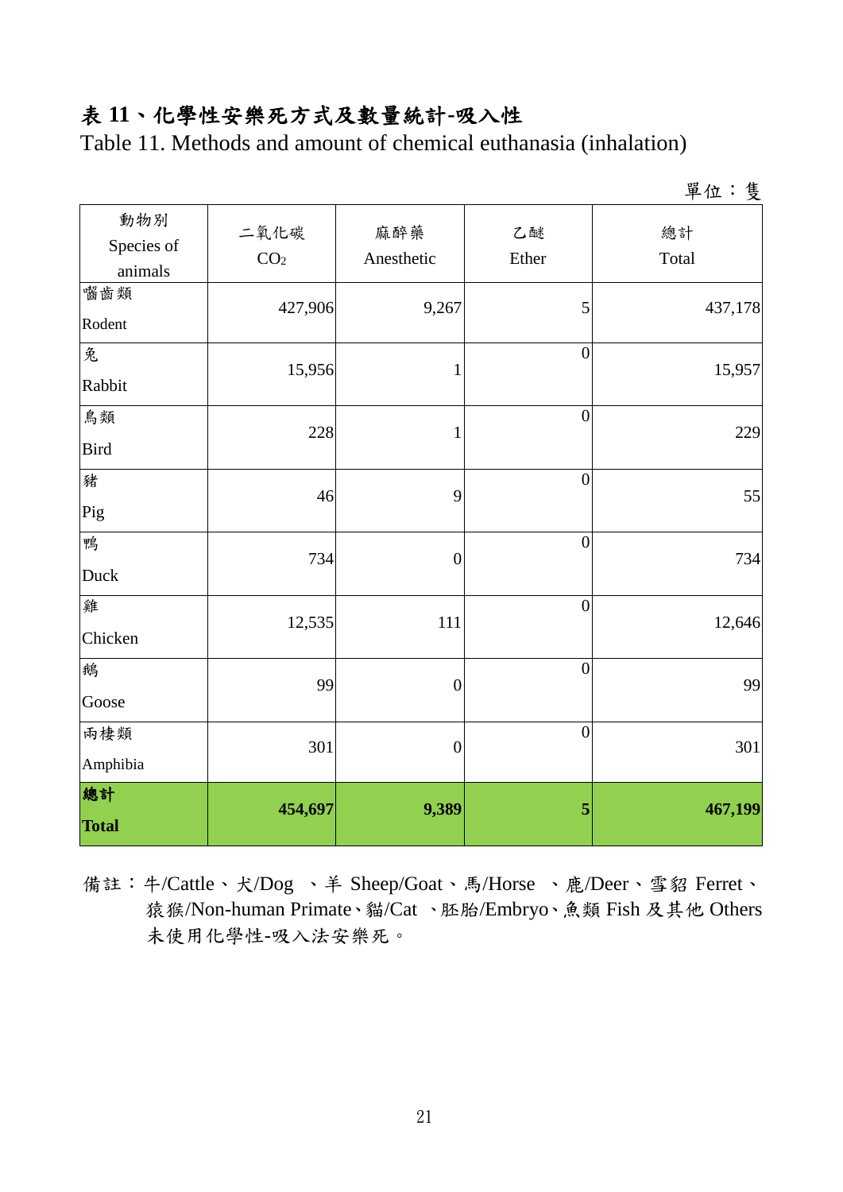# 表 11、化學性安樂死方式及數量統計-吸入性

Table 11. Methods and amount of chemical euthanasia (inhalation)

單位：隻

| 動物別 Species of animals | 二氧化碳 $CO_2$ | 麻醉藥 Anesthetic | 乙醚 Ether | 總計 Total |
|---|---|---|---|---|
| 囓齒類 Rodent | 427,906 | 9,267 | 5 | 437,178 |
| 兔 Rabbit | 15,956 | 1 | 0 | 15,957 |
| 鳥類 Bird | 228 | 1 | 0 | 229 |
| 豬 Pig | 46 | 9 | 0 | 55 |
| 鴨 Duck | 734 | 0 | 0 | 734 |
| 雞 Chicken | 12,535 | 111 | 0 | 12,646 |
| 鵝 Goose | 99 | 0 | 0 | 99 |
| 兩棲類 Amphibia | 301 | 0 | 0 | 301 |
| **總計 Total** | **454,697** | **9,389** | **5** | **467,199** |

備註：牛/Cattle、犬/Dog 、羊 Sheep/Goat、馬/Horse 、鹿/Deer、雪貂 Ferret、猿猴/Non-human Primate、貓/Cat 、胚胎/Embryo、魚類 Fish 及其他 Others 未使用化學性-吸入法安樂死。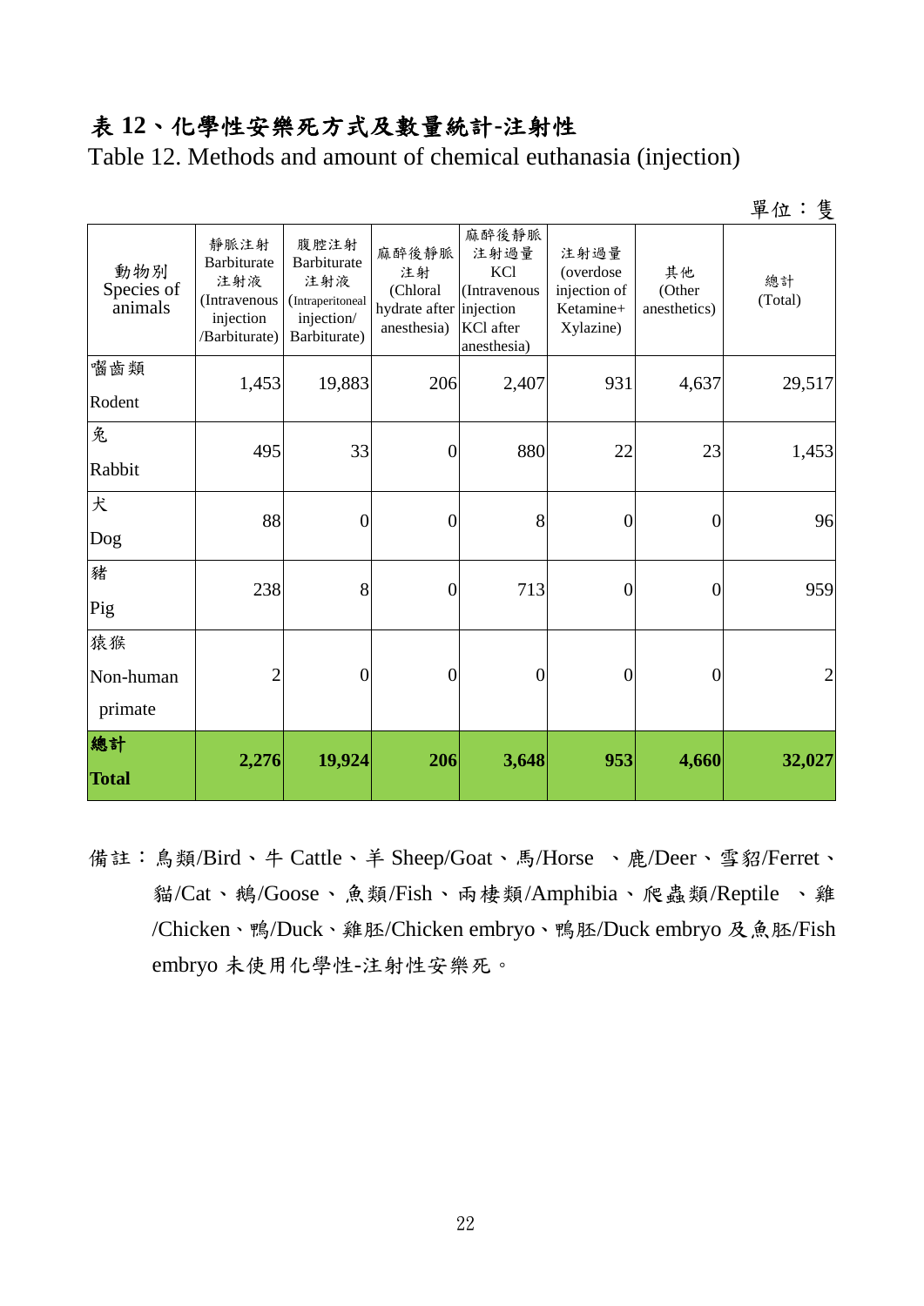# 表 12、化學性安樂死方式及數量統計-注射性

Table 12. Methods and amount of chemical euthanasia (injection)

單位：隻

| 動物別 Species of animals | 靜脈注射 Barbiturate 注射液 (Intravenous injection /Barbiturate) | 腹腔注射 Barbiturate 注射液 (Intraperitoneal injection/ Barbiturate) | 麻醉後靜脈注射 (Chloral hydrate after anesthesia) | 麻醉後靜脈注射過量 KCl (Intravenous injection KCl after anesthesia) | 注射過量 (overdose injection of Ketamine+ Xylazine) | 其他 (Other anesthetics) | 總計 (Total) |
|---|---|---|---|---|---|---|---|
| 囓齒類 Rodent | 1,453 | 19,883 | 206 | 2,407 | 931 | 4,637 | 29,517 |
| 兔 Rabbit | 495 | 33 | 0 | 880 | 22 | 23 | 1,453 |
| 犬 Dog | 88 | 0 | 0 | 8 | 0 | 0 | 96 |
| 豬 Pig | 238 | 8 | 0 | 713 | 0 | 0 | 959 |
| 猿猴 Non-human primate | 2 | 0 | 0 | 0 | 0 | 0 | 2 |
| **總計 Total** | **2,276** | **19,924** | **206** | **3,648** | **953** | **4,660** | **32,027** |

備註：鳥類/Bird、牛 Cattle、羊 Sheep/Goat、馬/Horse 、鹿/Deer、雪貂/Ferret、貓/Cat、鵝/Goose、魚類/Fish、兩棲類/Amphibia、爬蟲類/Reptile 、雞/Chicken、鴨/Duck、雞胚/Chicken embryo、鴨胚/Duck embryo 及魚胚/Fish embryo 未使用化學性-注射性安樂死。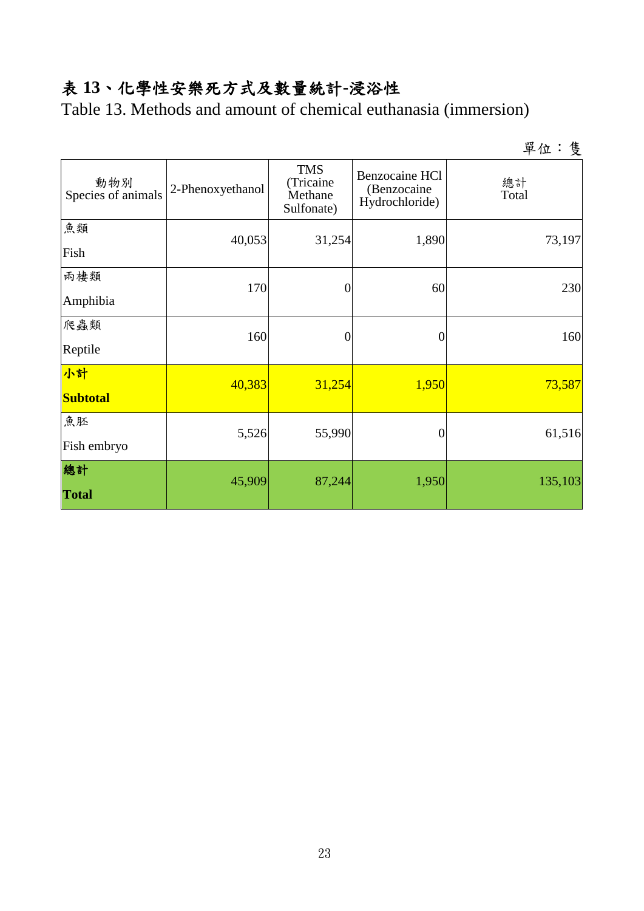# 表 13、化學性安樂死方式及數量統計-浸浴性

Table 13. Methods and amount of chemical euthanasia (immersion)

單位：隻

| 動物別 Species of animals | 2-Phenoxyethanol | TMS (Tricaine Methane Sulfonate) | Benzocaine HCl (Benzocaine Hydrochloride) | 總計 Total |
|---|---|---|---|---|
| 魚類 Fish | 40,053 | 31,254 | 1,890 | 73,197 |
| 兩棲類 Amphibia | 170 | 0 | 60 | 230 |
| 爬蟲類 Reptile | 160 | 0 | 0 | 160 |
| **小計 Subtotal** | 40,383 | 31,254 | 1,950 | 73,587 |
| 魚胚 Fish embryo | 5,526 | 55,990 | 0 | 61,516 |
| **總計 Total** | 45,909 | 87,244 | 1,950 | 135,103 |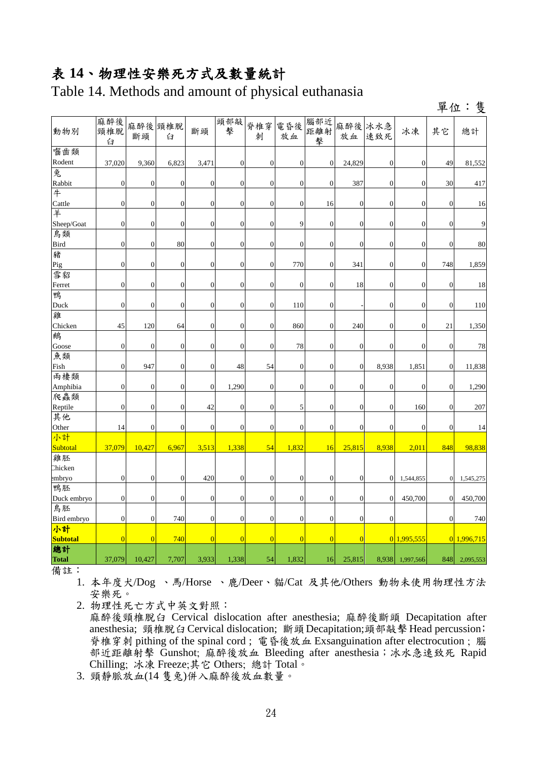# 表 14、物理性安樂死方式及數量統計

Table 14. Methods and amount of physical euthanasia

單位：隻

| 動物別 | 麻醉後頸椎脫臼 | 麻醉後斷頭 | 頸椎脫臼 | 斷頭 | 頭部敲擊 | 脊椎穿刺 | 電昏後放血 | 腦部近距離射擊 | 麻醉後放血 | 冰水急速致死 | 冰凍 | 其它 | 總計 |
|---|---|---|---|---|---|---|---|---|---|---|---|---|---|
| 囓齒類 Rodent | 37,020 | 9,360 | 6,823 | 3,471 | 0 | 0 | 0 | 0 | 24,829 | 0 | 0 | 49 | 81,552 |
| 兔 Rabbit | 0 | 0 | 0 | 0 | 0 | 0 | 0 | 0 | 387 | 0 | 0 | 30 | 417 |
| 牛 Cattle | 0 | 0 | 0 | 0 | 0 | 0 | 0 | 16 | 0 | 0 | 0 | 0 | 16 |
| 羊 Sheep/Goat | 0 | 0 | 0 | 0 | 0 | 0 | 9 | 0 | 0 | 0 | 0 | 0 | 9 |
| 鳥類 Bird | 0 | 0 | 80 | 0 | 0 | 0 | 0 | 0 | 0 | 0 | 0 | 0 | 80 |
| 豬 Pig | 0 | 0 | 0 | 0 | 0 | 0 | 770 | 0 | 341 | 0 | 0 | 748 | 1,859 |
| 雪貂 Ferret | 0 | 0 | 0 | 0 | 0 | 0 | 0 | 0 | 18 | 0 | 0 | 0 | 18 |
| 鴨 Duck | 0 | 0 | 0 | 0 | 0 | 0 | 110 | 0 | - | 0 | 0 | 0 | 110 |
| 雞 Chicken | 45 | 120 | 64 | 0 | 0 | 0 | 860 | 0 | 240 | 0 | 0 | 21 | 1,350 |
| 鵝 Goose | 0 | 0 | 0 | 0 | 0 | 0 | 78 | 0 | 0 | 0 | 0 | 0 | 78 |
| 魚類 Fish | 0 | 947 | 0 | 0 | 48 | 54 | 0 | 0 | 0 | 8,938 | 1,851 | 0 | 11,838 |
| 兩棲類 Amphibia | 0 | 0 | 0 | 0 | 1,290 | 0 | 0 | 0 | 0 | 0 | 0 | 0 | 1,290 |
| 爬蟲類 Reptile | 0 | 0 | 0 | 42 | 0 | 0 | 5 | 0 | 0 | 0 | 160 | 0 | 207 |
| 其他 Other | 14 | 0 | 0 | 0 | 0 | 0 | 0 | 0 | 0 | 0 | 0 | 0 | 14 |
| 小計 Subtotal | 37,079 | 10,427 | 6,967 | 3,513 | 1,338 | 54 | 1,832 | 16 | 25,815 | 8,938 | 2,011 | 848 | 98,838 |
| 雞胚 Chicken embryo | 0 | 0 | 0 | 420 | 0 | 0 | 0 | 0 | 0 | 0 | 1,544,855 | 0 | 1,545,275 |
| 鴨胚 Duck embryo | 0 | 0 | 0 | 0 | 0 | 0 | 0 | 0 | 0 | 0 | 450,700 | 0 | 450,700 |
| 鳥胚 Bird embryo | 0 | 0 | 740 | 0 | 0 | 0 | 0 | 0 | 0 | 0 | | 0 | 740 |
| **小計 Subtotal** | 0 | 0 | 740 | 0 | 0 | 0 | 0 | 0 | 0 | 0 | 1,995,555 | 0 | 1,996,715 |
| **總計 Total** | 37,079 | 10,427 | 7,707 | 3,933 | 1,338 | 54 | 1,832 | 16 | 25,815 | 8,938 | 1,997,566 | 848 | 2,095,553 |

備註：

1. 本年度犬/Dog 、馬/Horse 、鹿/Deer、貓/Cat 及其他/Others 動物未使用物理性方法安樂死。
2. 物理性死亡方式中英文對照：
   麻醉後頸椎脫臼 Cervical dislocation after anesthesia; 麻醉後斷頭 Decapitation after anesthesia; 頸椎脫臼 Cervical dislocation; 斷頭 Decapitation;頭部敲擊 Head percussion; 脊椎穿刺 pithing of the spinal cord ; 電昏後放血 Exsanguination after electrocution ; 腦部近距離射擊 Gunshot; 麻醉後放血 Bleeding after anesthesia；冰水急速致死 Rapid Chilling; 冰凍 Freeze;其它 Others; 總計 Total。
3. 頸靜脈放血(14 隻兔)併入麻醉後放血數量。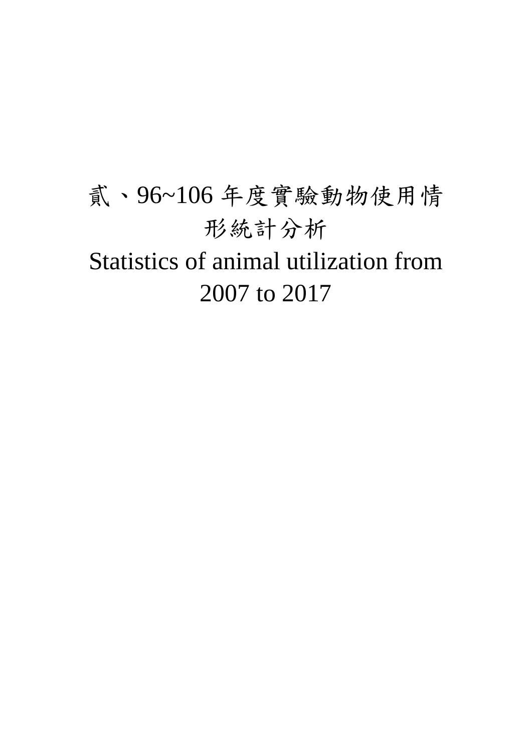# 貳、96~106 年度實驗動物使用情形統計分析

# Statistics of animal utilization from 2007 to 2017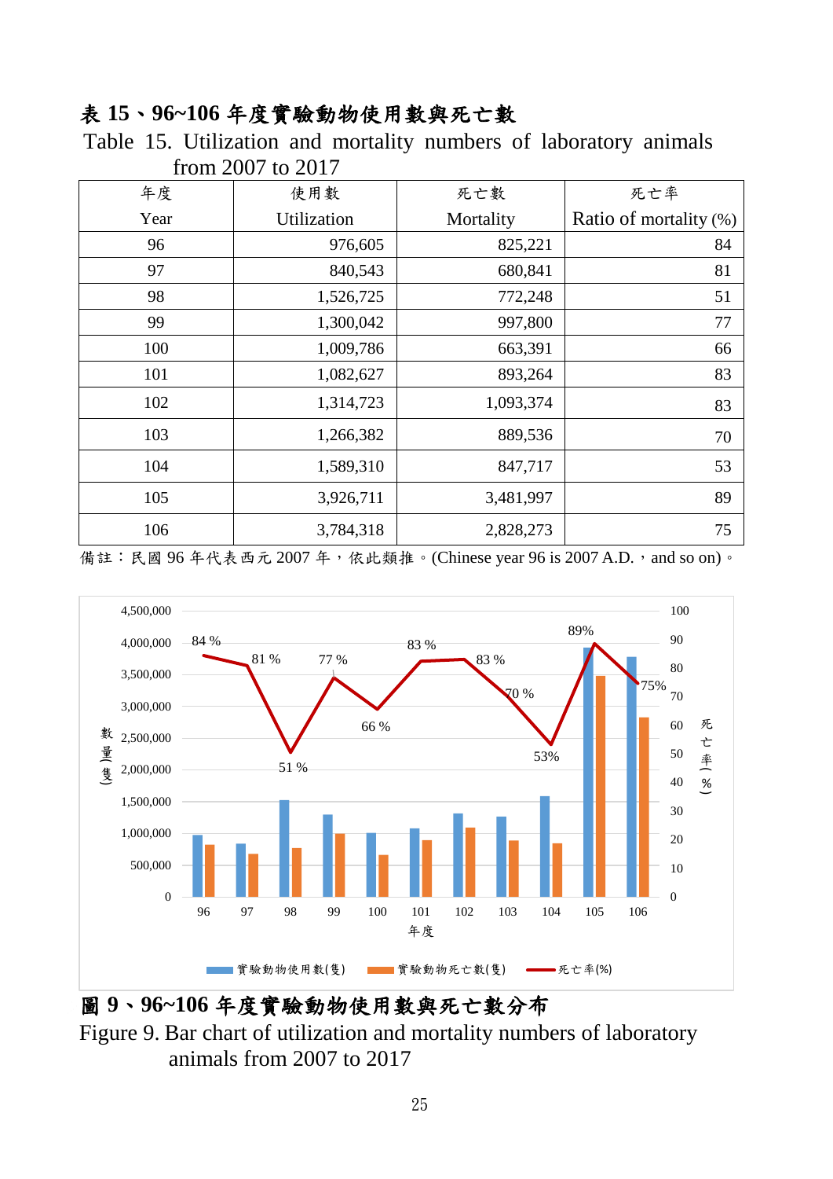**表 15、96~106 年度實驗動物使用數與死亡數**

Table 15. Utilization and mortality numbers of laboratory animals from 2007 to 2017

| 年度<br>Year | 使用數<br>Utilization | 死亡數<br>Mortality | 死亡率<br>Ratio of mortality (%) |
|---|---|---|---|
| 96 | 976,605 | 825,221 | 84 |
| 97 | 840,543 | 680,841 | 81 |
| 98 | 1,526,725 | 772,248 | 51 |
| 99 | 1,300,042 | 997,800 | 77 |
| 100 | 1,009,786 | 663,391 | 66 |
| 101 | 1,082,627 | 893,264 | 83 |
| 102 | 1,314,723 | 1,093,374 | 83 |
| 103 | 1,266,382 | 889,536 | 70 |
| 104 | 1,589,310 | 847,717 | 53 |
| 105 | 3,926,711 | 3,481,997 | 89 |
| 106 | 3,784,318 | 2,828,273 | 75 |

備註：民國 96 年代表西元 2007 年，依此類推。(Chinese year 96 is 2007 A.D.，and so on)。

**圖 9、96~106 年度實驗動物使用數與死亡數分布**

Figure 9. Bar chart of utilization and mortality numbers of laboratory animals from 2007 to 2017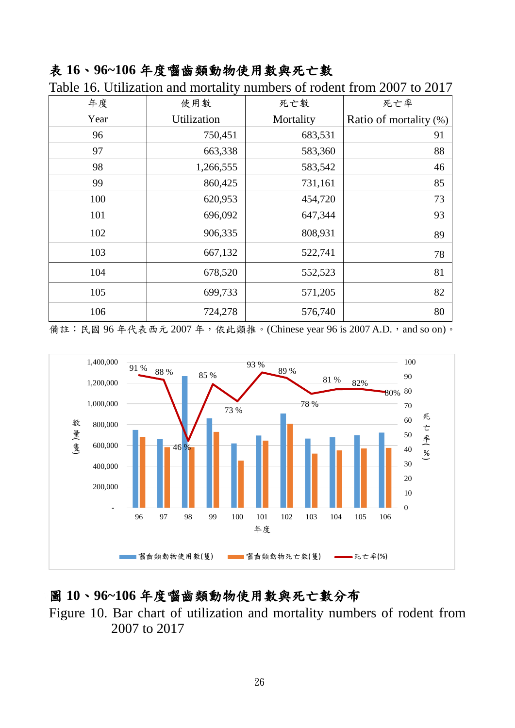# 表 16、96~106 年度囓齒類動物使用數與死亡數

Table 16. Utilization and mortality numbers of rodent from 2007 to 2017

| 年度<br>Year | 使用數<br>Utilization | 死亡數<br>Mortality | 死亡率<br>Ratio of mortality (%) |
|---|---|---|---|
| 96 | 750,451 | 683,531 | 91 |
| 97 | 663,338 | 583,360 | 88 |
| 98 | 1,266,555 | 583,542 | 46 |
| 99 | 860,425 | 731,161 | 85 |
| 100 | 620,953 | 454,720 | 73 |
| 101 | 696,092 | 647,344 | 93 |
| 102 | 906,335 | 808,931 | 89 |
| 103 | 667,132 | 522,741 | 78 |
| 104 | 678,520 | 552,523 | 81 |
| 105 | 699,733 | 571,205 | 82 |
| 106 | 724,278 | 576,740 | 80 |

備註：民國 96 年代表西元 2007 年，依此類推。(Chinese year 96 is 2007 A.D.，and so on)。

# 圖 10、96~106 年度囓齒類動物使用數與死亡數分布

Figure 10. Bar chart of utilization and mortality numbers of rodent from 2007 to 2017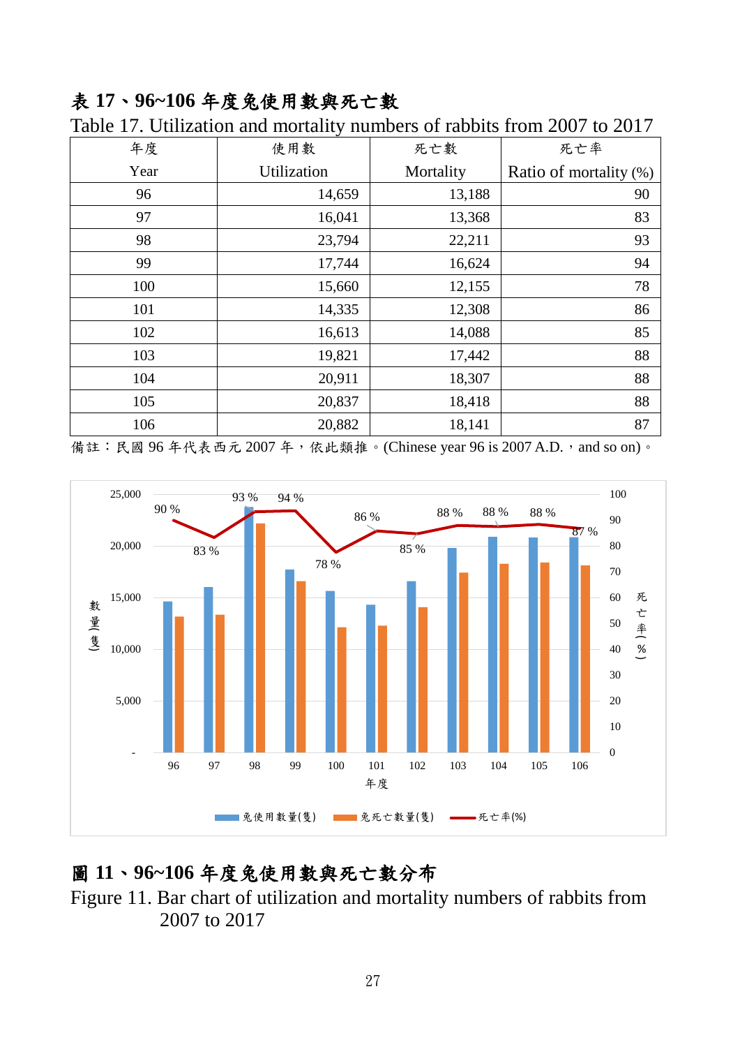## 表 17、96~106 年度兔使用數與死亡數

Table 17. Utilization and mortality numbers of rabbits from 2007 to 2017

| 年度<br>Year | 使用數<br>Utilization | 死亡數<br>Mortality | 死亡率<br>Ratio of mortality (%) |
|---|---|---|---|
| 96 | 14,659 | 13,188 | 90 |
| 97 | 16,041 | 13,368 | 83 |
| 98 | 23,794 | 22,211 | 93 |
| 99 | 17,744 | 16,624 | 94 |
| 100 | 15,660 | 12,155 | 78 |
| 101 | 14,335 | 12,308 | 86 |
| 102 | 16,613 | 14,088 | 85 |
| 103 | 19,821 | 17,442 | 88 |
| 104 | 20,911 | 18,307 | 88 |
| 105 | 20,837 | 18,418 | 88 |
| 106 | 20,882 | 18,141 | 87 |

備註：民國 96 年代表西元 2007 年，依此類推。(Chinese year 96 is 2007 A.D.，and so on)。

## 圖 11、96~106 年度兔使用數與死亡數分布

Figure 11. Bar chart of utilization and mortality numbers of rabbits from 2007 to 2017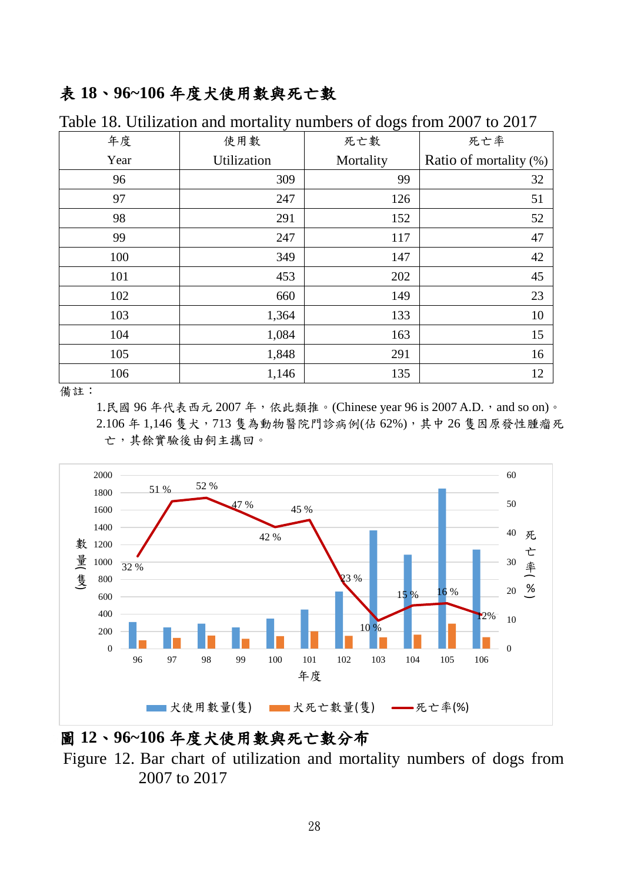## 表 18、96~106 年度犬使用數與死亡數

Table 18. Utilization and mortality numbers of dogs from 2007 to 2017

| 年度<br>Year | 使用數<br>Utilization | 死亡數<br>Mortality | 死亡率<br>Ratio of mortality (%) |
|---|---|---|---|
| 96 | 309 | 99 | 32 |
| 97 | 247 | 126 | 51 |
| 98 | 291 | 152 | 52 |
| 99 | 247 | 117 | 47 |
| 100 | 349 | 147 | 42 |
| 101 | 453 | 202 | 45 |
| 102 | 660 | 149 | 23 |
| 103 | 1,364 | 133 | 10 |
| 104 | 1,084 | 163 | 15 |
| 105 | 1,848 | 291 | 16 |
| 106 | 1,146 | 135 | 12 |

備註：

1.民國 96 年代表西元 2007 年，依此類推。(Chinese year 96 is 2007 A.D.，and so on)。

2.106 年 1,146 隻犬，713 隻為動物醫院門診病例(佔 62%)，其中 26 隻因原發性腫瘤死亡，其餘實驗後由飼主攜回。

## 圖 12、96~106 年度犬使用數與死亡數分布

Figure 12. Bar chart of utilization and mortality numbers of dogs from 2007 to 2017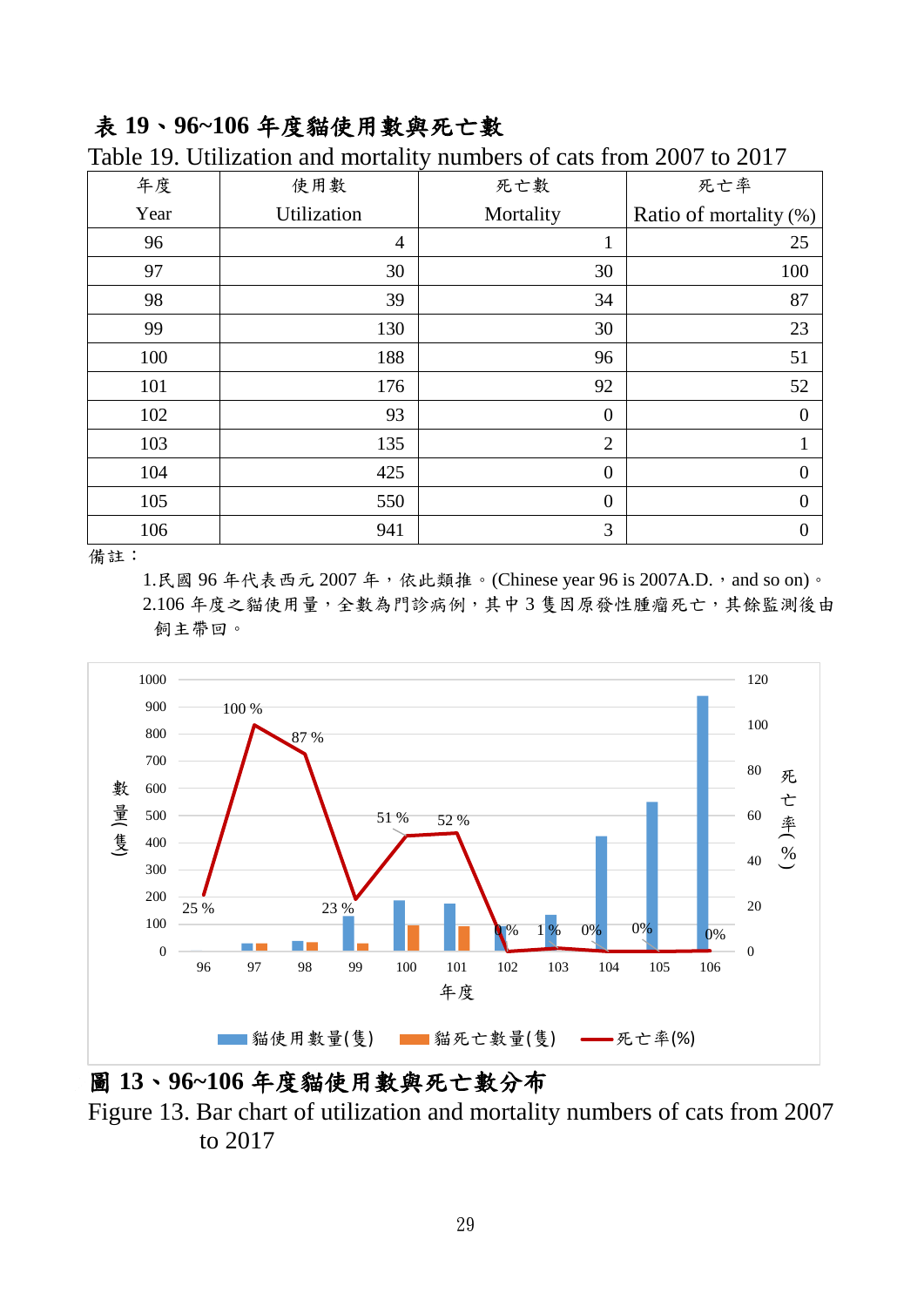**表 19、96~106 年度貓使用數與死亡數**

Table 19. Utilization and mortality numbers of cats from 2007 to 2017

| 年度<br>Year | 使用數<br>Utilization | 死亡數<br>Mortality | 死亡率<br>Ratio of mortality (%) |
|---|---|---|---|
| 96 | 4 | 1 | 25 |
| 97 | 30 | 30 | 100 |
| 98 | 39 | 34 | 87 |
| 99 | 130 | 30 | 23 |
| 100 | 188 | 96 | 51 |
| 101 | 176 | 92 | 52 |
| 102 | 93 | 0 | 0 |
| 103 | 135 | 2 | 1 |
| 104 | 425 | 0 | 0 |
| 105 | 550 | 0 | 0 |
| 106 | 941 | 3 | 0 |

備註：

1.民國 96 年代表西元 2007 年，依此類推。(Chinese year 96 is 2007A.D.，and so on)。

2.106 年度之貓使用量，全數為門診病例，其中 3 隻因原發性腫瘤死亡，其餘監測後由飼主帶回。

**圖 13、96~106 年度貓使用數與死亡數分布**

Figure 13. Bar chart of utilization and mortality numbers of cats from 2007 to 2017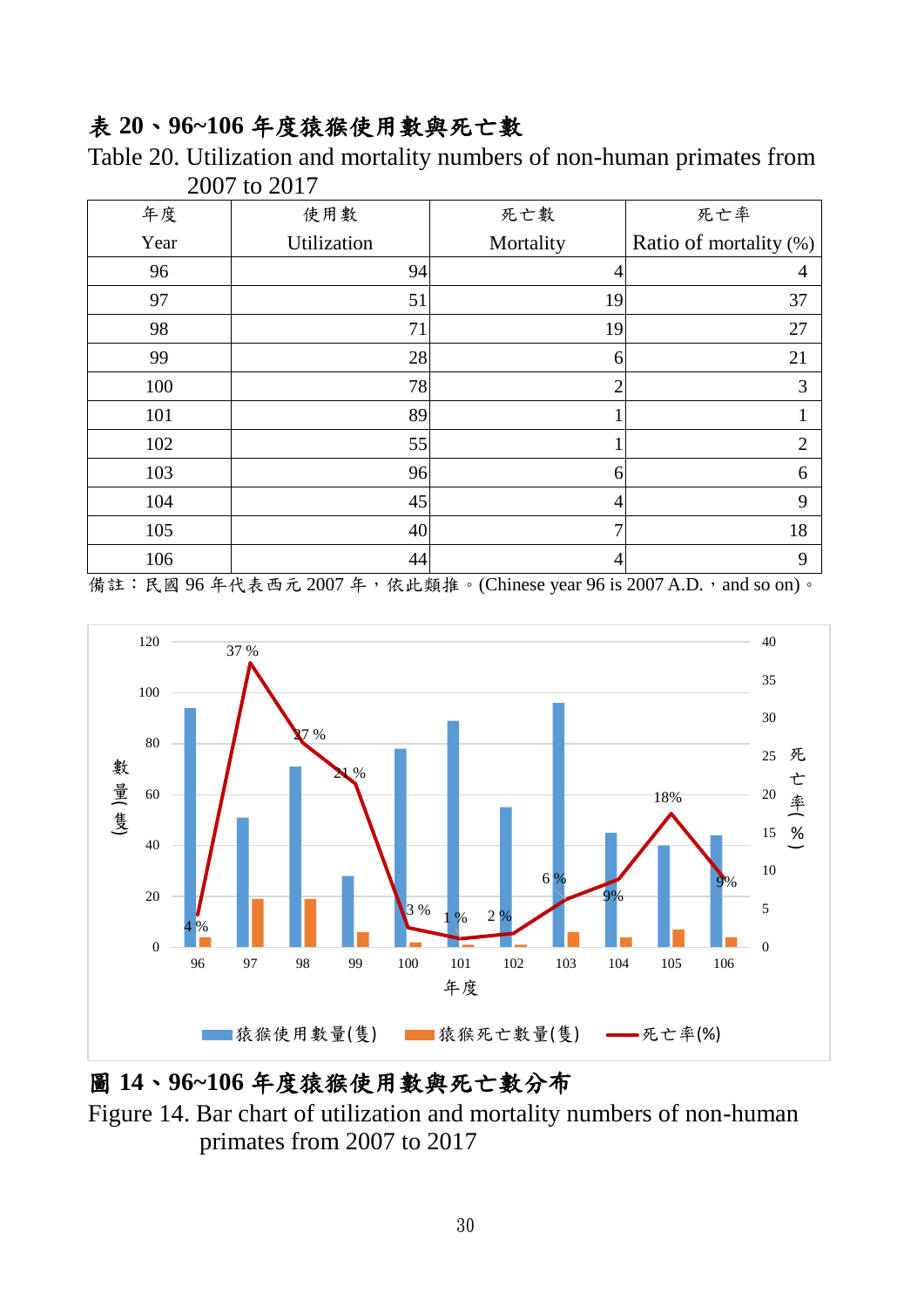**表 20、96~106 年度猿猴使用數與死亡數**

Table 20. Utilization and mortality numbers of non-human primates from 2007 to 2017

| 年度<br>Year | 使用數<br>Utilization | 死亡數<br>Mortality | 死亡率<br>Ratio of mortality (%) |
|---|---|---|---|
| 96 | 94 | 4 | 4 |
| 97 | 51 | 19 | 37 |
| 98 | 71 | 19 | 27 |
| 99 | 28 | 6 | 21 |
| 100 | 78 | 2 | 3 |
| 101 | 89 | 1 | 1 |
| 102 | 55 | 1 | 2 |
| 103 | 96 | 6 | 6 |
| 104 | 45 | 4 | 9 |
| 105 | 40 | 7 | 18 |
| 106 | 44 | 4 | 9 |

備註：民國 96 年代表西元 2007 年，依此類推。(Chinese year 96 is 2007 A.D.，and so on)。

**圖 14、96~106 年度猿猴使用數與死亡數分布**

Figure 14. Bar chart of utilization and mortality numbers of non-human primates from 2007 to 2017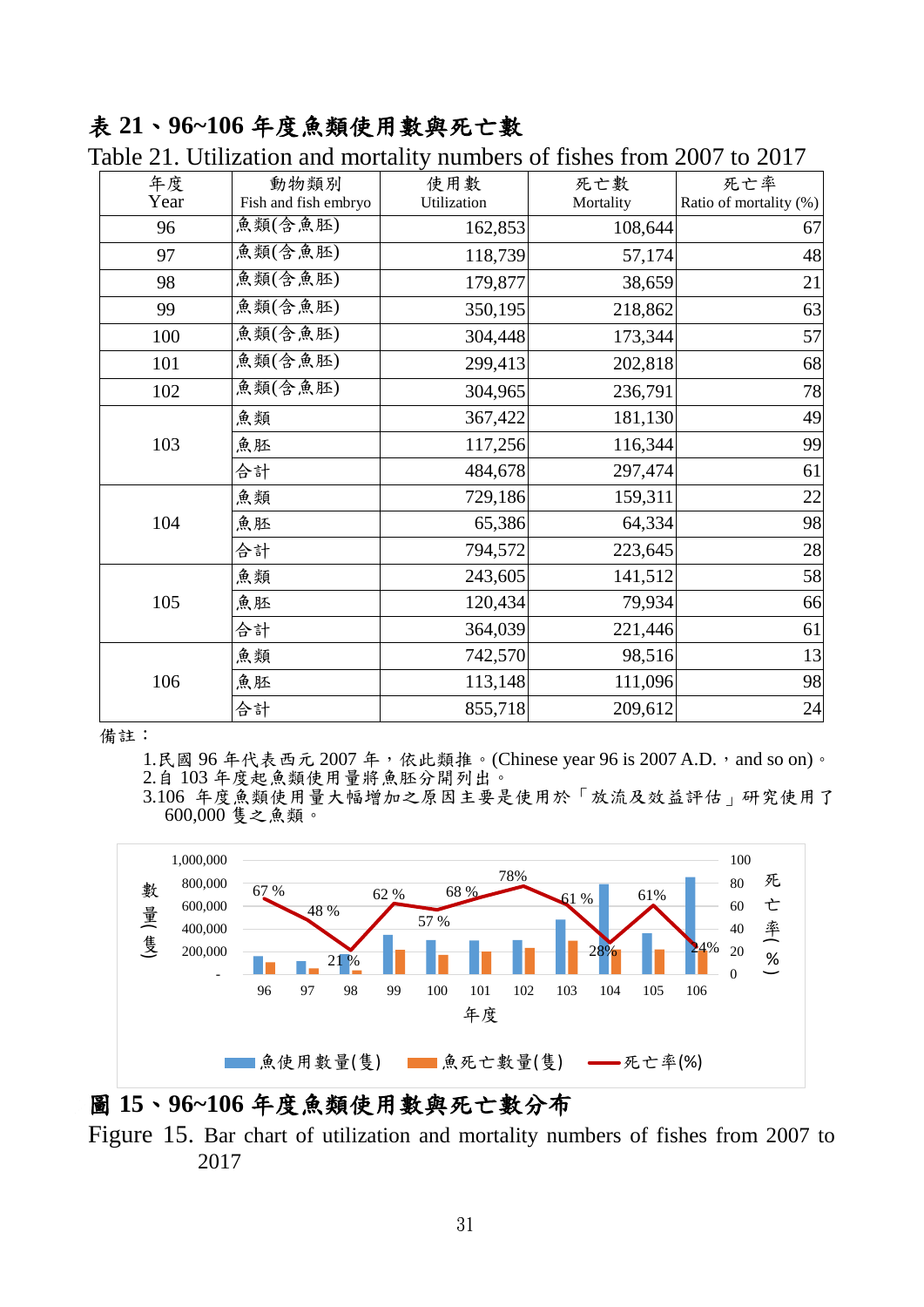## 表 21、96~106 年度魚類使用數與死亡數

Table 21. Utilization and mortality numbers of fishes from 2007 to 2017

| 年度<br>Year | 動物類別<br>Fish and fish embryo | 使用數<br>Utilization | 死亡數<br>Mortality | 死亡率<br>Ratio of mortality (%) |
|---|---|---|---|---|
| 96 | 魚類(含魚胚) | 162,853 | 108,644 | 67 |
| 97 | 魚類(含魚胚) | 118,739 | 57,174 | 48 |
| 98 | 魚類(含魚胚) | 179,877 | 38,659 | 21 |
| 99 | 魚類(含魚胚) | 350,195 | 218,862 | 63 |
| 100 | 魚類(含魚胚) | 304,448 | 173,344 | 57 |
| 101 | 魚類(含魚胚) | 299,413 | 202,818 | 68 |
| 102 | 魚類(含魚胚) | 304,965 | 236,791 | 78 |
| 103 | 魚類 | 367,422 | 181,130 | 49 |
| | 魚胚 | 117,256 | 116,344 | 99 |
| | 合計 | 484,678 | 297,474 | 61 |
| 104 | 魚類 | 729,186 | 159,311 | 22 |
| | 魚胚 | 65,386 | 64,334 | 98 |
| | 合計 | 794,572 | 223,645 | 28 |
| 105 | 魚類 | 243,605 | 141,512 | 58 |
| | 魚胚 | 120,434 | 79,934 | 66 |
| | 合計 | 364,039 | 221,446 | 61 |
| 106 | 魚類 | 742,570 | 98,516 | 13 |
| | 魚胚 | 113,148 | 111,096 | 98 |
| | 合計 | 855,718 | 209,612 | 24 |

備註：

1.民國 96 年代表西元 2007 年，依此類推。(Chinese year 96 is 2007 A.D.，and so on)。
2.自 103 年度起魚類使用量將魚胚分開列出。
3.106 年度魚類使用量大幅增加之原因主要是使用於「放流及效益評估」研究使用了 600,000 隻之魚類。

數量(隻)
1,000,000
800,000
600,000
400,000
200,000
-

死亡率(%)
100
80
60
40
20
0

67 %
48 %
21 %
62 %
57 %
68 %
78%
61 %
28%
61%
24%

96 97 98 99 100 101 102 103 104 105 106

年度

魚使用數量(隻)　魚死亡數量(隻)　死亡率(%)

## 圖 15、96~106 年度魚類使用數與死亡數分布

Figure 15. Bar chart of utilization and mortality numbers of fishes from 2007 to 2017